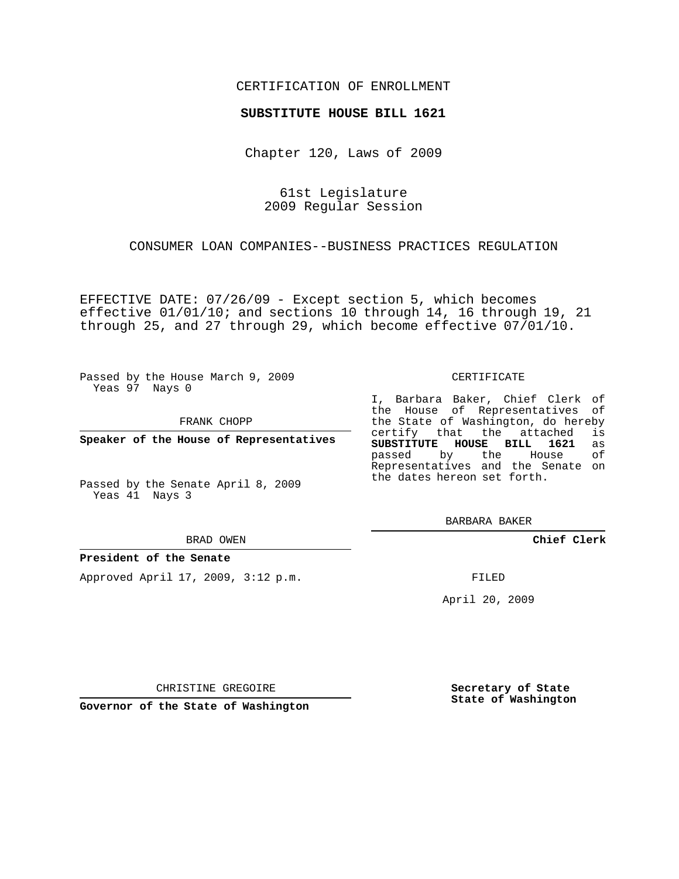CERTIFICATION OF ENROLLMENT

**SUBSTITUTE HOUSE BILL 1621**

Chapter 120, Laws of 2009

61st Legislature
2009 Regular Session

CONSUMER LOAN COMPANIES--BUSINESS PRACTICES REGULATION

EFFECTIVE DATE: 07/26/09 - Except section 5, which becomes effective 01/01/10; and sections 10 through 14, 16 through 19, 21 through 25, and 27 through 29, which become effective 07/01/10.

Passed by the House March 9, 2009
Yeas 97 Nays 0

FRANK CHOPP

**Speaker of the House of Representatives**

Passed by the Senate April 8, 2009
Yeas 41 Nays 3

BRAD OWEN

**President of the Senate**

Approved April 17, 2009, 3:12 p.m.

CHRISTINE GREGOIRE

**Governor of the State of Washington**

CERTIFICATE

I, Barbara Baker, Chief Clerk of the House of Representatives of the State of Washington, do hereby certify that the attached is **SUBSTITUTE HOUSE BILL 1621** as passed by the House of Representatives and the Senate on the dates hereon set forth.

BARBARA BAKER

**Chief Clerk**

FILED

April 20, 2009

**Secretary of State**
**State of Washington**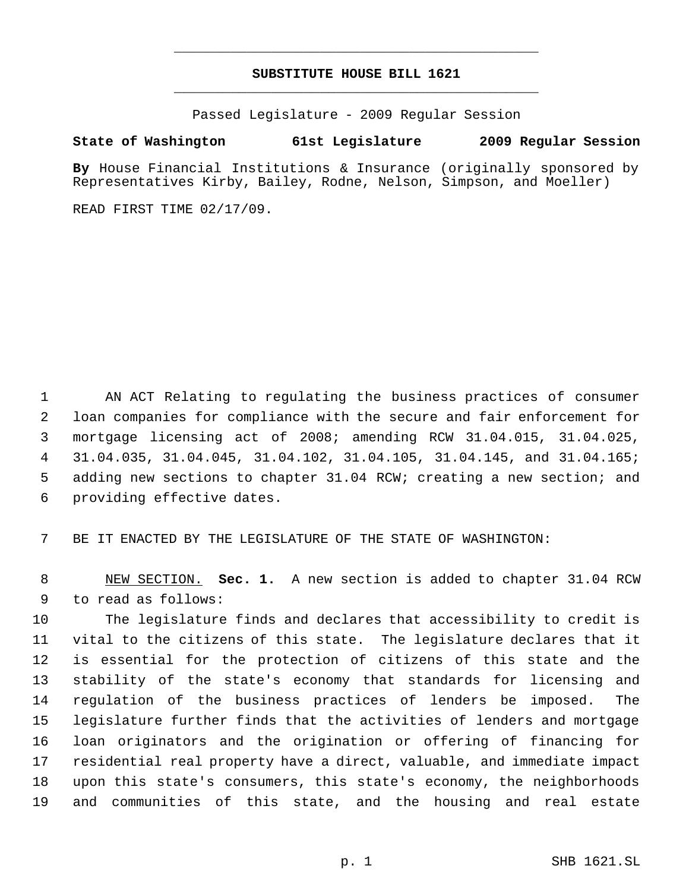# SUBSTITUTE HOUSE BILL 1621

Passed Legislature - 2009 Regular Session

**State of Washington 61st Legislature 2009 Regular Session**

**By** House Financial Institutions & Insurance (originally sponsored by Representatives Kirby, Bailey, Rodne, Nelson, Simpson, and Moeller)

READ FIRST TIME 02/17/09.

AN ACT Relating to regulating the business practices of consumer loan companies for compliance with the secure and fair enforcement for mortgage licensing act of 2008; amending RCW 31.04.015, 31.04.025, 31.04.035, 31.04.045, 31.04.102, 31.04.105, 31.04.145, and 31.04.165; adding new sections to chapter 31.04 RCW; creating a new section; and providing effective dates.

BE IT ENACTED BY THE LEGISLATURE OF THE STATE OF WASHINGTON:

NEW SECTION. **Sec. 1.** A new section is added to chapter 31.04 RCW to read as follows:

The legislature finds and declares that accessibility to credit is vital to the citizens of this state. The legislature declares that it is essential for the protection of citizens of this state and the stability of the state's economy that standards for licensing and regulation of the business practices of lenders be imposed. The legislature further finds that the activities of lenders and mortgage loan originators and the origination or offering of financing for residential real property have a direct, valuable, and immediate impact upon this state's consumers, this state's economy, the neighborhoods and communities of this state, and the housing and real estate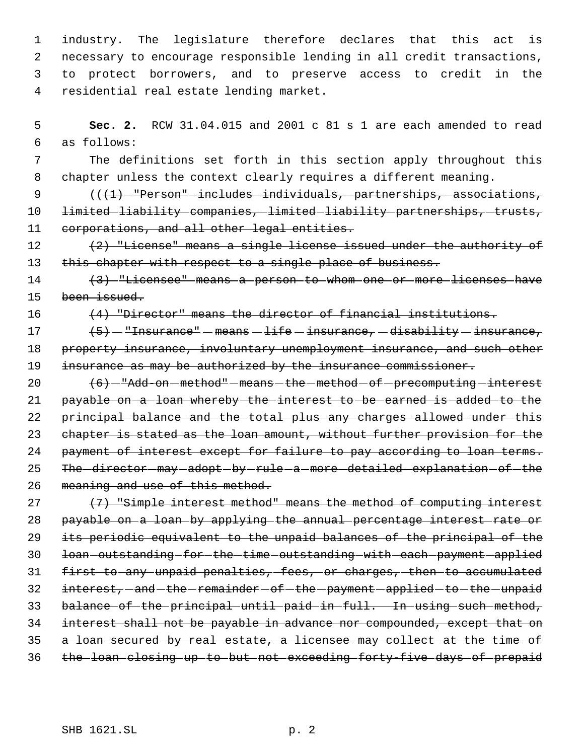industry. The legislature therefore declares that this act is necessary to encourage responsible lending in all credit transactions, to protect borrowers, and to preserve access to credit in the residential real estate lending market.

**Sec. 2.** RCW 31.04.015 and 2001 c 81 s 1 are each amended to read as follows:

The definitions set forth in this section apply throughout this chapter unless the context clearly requires a different meaning.

((~~(1) "Person" includes individuals, partnerships, associations, limited liability companies, limited liability partnerships, trusts, corporations, and all other legal entities.~~

~~(2) "License" means a single license issued under the authority of this chapter with respect to a single place of business.~~

~~(3) "Licensee" means a person to whom one or more licenses have been issued.~~

~~(4) "Director" means the director of financial institutions.~~

~~(5) "Insurance" means life insurance, disability insurance, property insurance, involuntary unemployment insurance, and such other insurance as may be authorized by the insurance commissioner.~~

~~(6) "Add-on method" means the method of precomputing interest payable on a loan whereby the interest to be earned is added to the principal balance and the total plus any charges allowed under this chapter is stated as the loan amount, without further provision for the payment of interest except for failure to pay according to loan terms. The director may adopt by rule a more detailed explanation of the meaning and use of this method.~~

~~(7) "Simple interest method" means the method of computing interest payable on a loan by applying the annual percentage interest rate or its periodic equivalent to the unpaid balances of the principal of the loan outstanding for the time outstanding with each payment applied first to any unpaid penalties, fees, or charges, then to accumulated interest, and the remainder of the payment applied to the unpaid balance of the principal until paid in full. In using such method, interest shall not be payable in advance nor compounded, except that on a loan secured by real estate, a licensee may collect at the time of the loan closing up to but not exceeding forty-five days of prepaid~~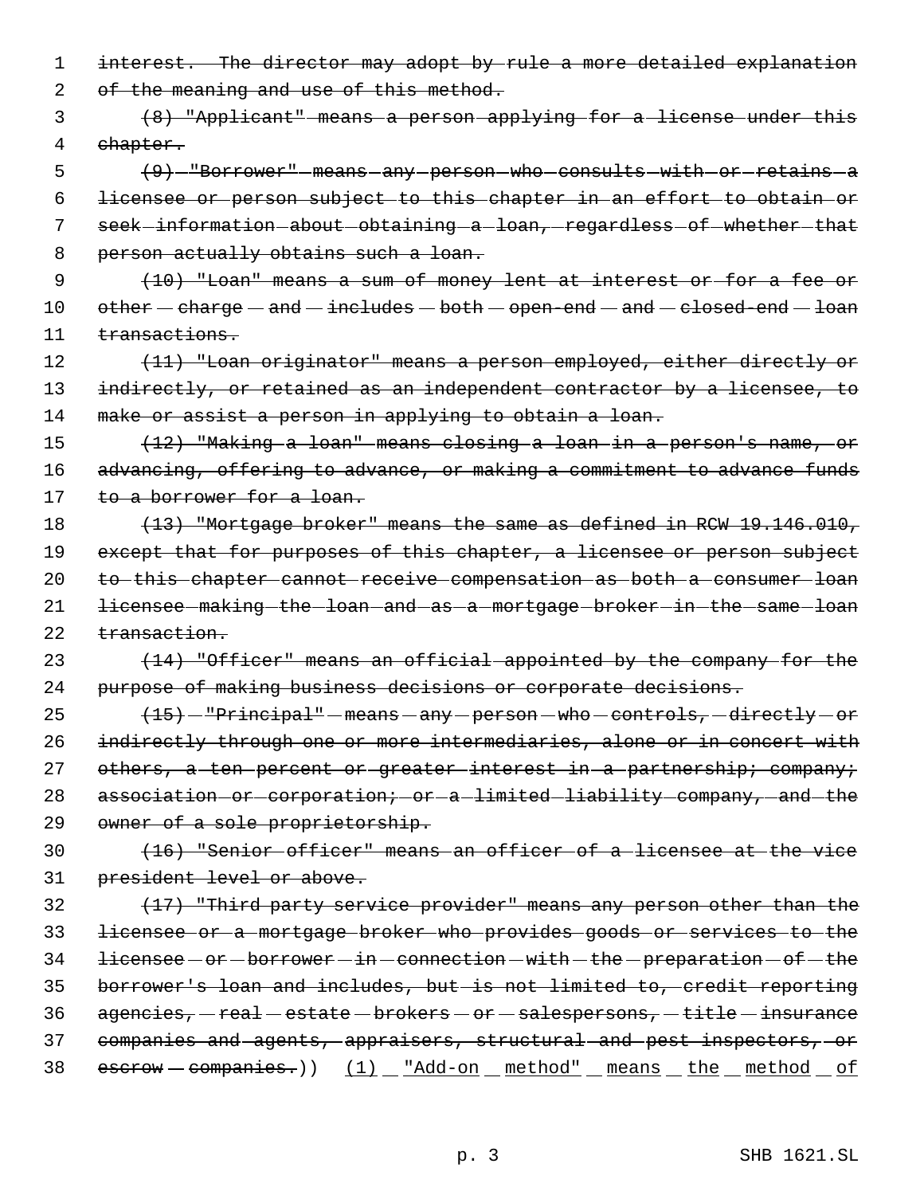interest. The director may adopt by rule a more detailed explanation of the meaning and use of this method.

(8) "Applicant" means a person applying for a license under this chapter.

(9) "Borrower" means any person who consults with or retains a licensee or person subject to this chapter in an effort to obtain or seek information about obtaining a loan, regardless of whether that person actually obtains such a loan.

(10) "Loan" means a sum of money lent at interest or for a fee or other charge and includes both open-end and closed-end loan transactions.

(11) "Loan originator" means a person employed, either directly or indirectly, or retained as an independent contractor by a licensee, to make or assist a person in applying to obtain a loan.

(12) "Making a loan" means closing a loan in a person's name, or advancing, offering to advance, or making a commitment to advance funds to a borrower for a loan.

(13) "Mortgage broker" means the same as defined in RCW 19.146.010, except that for purposes of this chapter, a licensee or person subject to this chapter cannot receive compensation as both a consumer loan licensee making the loan and as a mortgage broker in the same loan transaction.

(14) "Officer" means an official appointed by the company for the purpose of making business decisions or corporate decisions.

(15) "Principal" means any person who controls, directly or indirectly through one or more intermediaries, alone or in concert with others, a ten percent or greater interest in a partnership; company; association or corporation; or a limited liability company, and the owner of a sole proprietorship.

(16) "Senior officer" means an officer of a licensee at the vice president level or above.

(17) "Third party service provider" means any person other than the licensee or a mortgage broker who provides goods or services to the licensee or borrower in connection with the preparation of the borrower's loan and includes, but is not limited to, credit reporting agencies, real estate brokers or salespersons, title insurance companies and agents, appraisers, structural and pest inspectors, or escrow companies.)) (1) "Add-on method" means the method of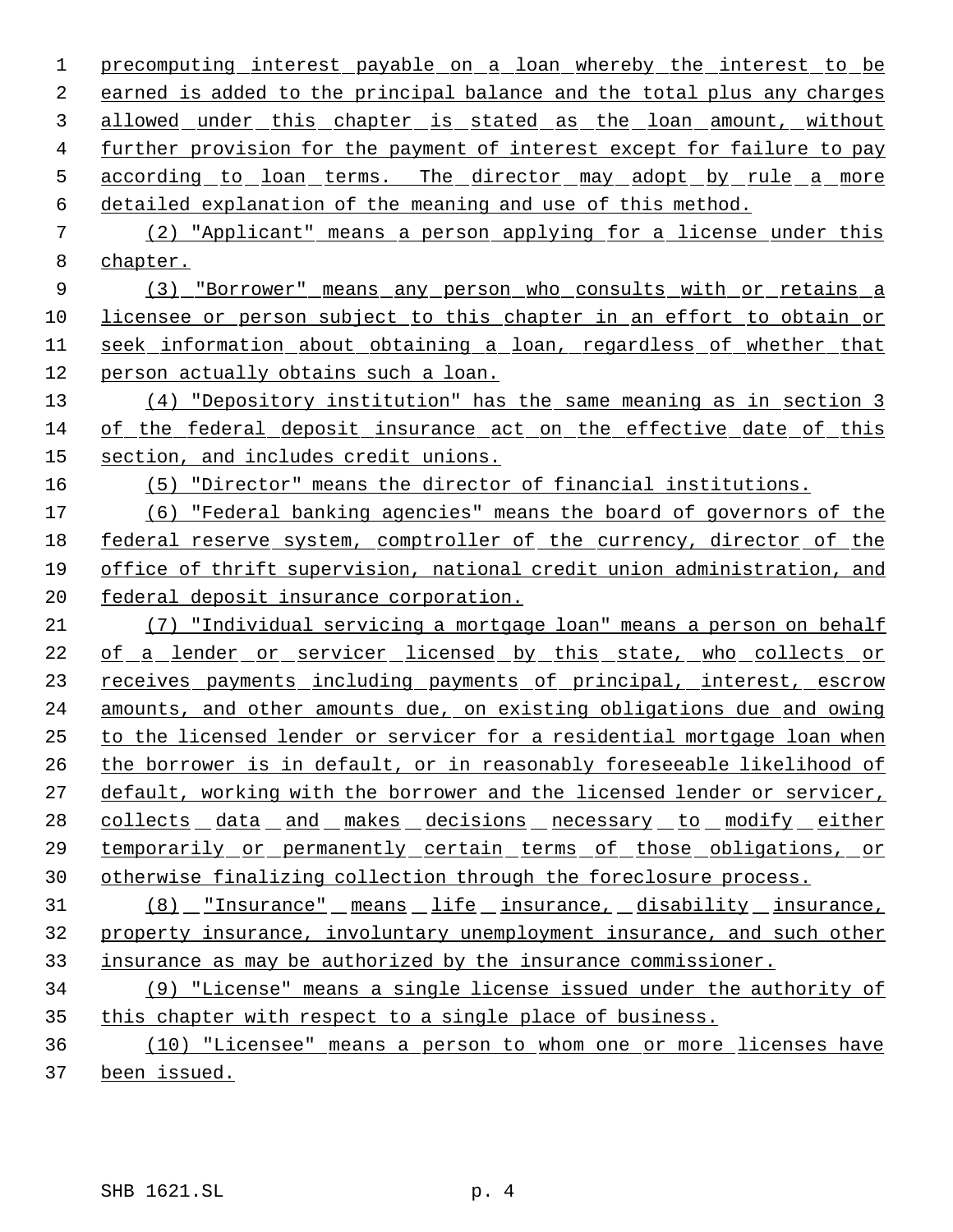precomputing interest payable on a loan whereby the interest to be earned is added to the principal balance and the total plus any charges allowed under this chapter is stated as the loan amount, without further provision for the payment of interest except for failure to pay according to loan terms. The director may adopt by rule a more detailed explanation of the meaning and use of this method.

(2) "Applicant" means a person applying for a license under this chapter.

(3) "Borrower" means any person who consults with or retains a licensee or person subject to this chapter in an effort to obtain or seek information about obtaining a loan, regardless of whether that person actually obtains such a loan.

(4) "Depository institution" has the same meaning as in section 3 of the federal deposit insurance act on the effective date of this section, and includes credit unions.

(5) "Director" means the director of financial institutions.

(6) "Federal banking agencies" means the board of governors of the federal reserve system, comptroller of the currency, director of the office of thrift supervision, national credit union administration, and federal deposit insurance corporation.

(7) "Individual servicing a mortgage loan" means a person on behalf of a lender or servicer licensed by this state, who collects or receives payments including payments of principal, interest, escrow amounts, and other amounts due, on existing obligations due and owing to the licensed lender or servicer for a residential mortgage loan when the borrower is in default, or in reasonably foreseeable likelihood of default, working with the borrower and the licensed lender or servicer, collects data and makes decisions necessary to modify either temporarily or permanently certain terms of those obligations, or otherwise finalizing collection through the foreclosure process.

(8) "Insurance" means life insurance, disability insurance, property insurance, involuntary unemployment insurance, and such other insurance as may be authorized by the insurance commissioner.

(9) "License" means a single license issued under the authority of this chapter with respect to a single place of business.

(10) "Licensee" means a person to whom one or more licenses have been issued.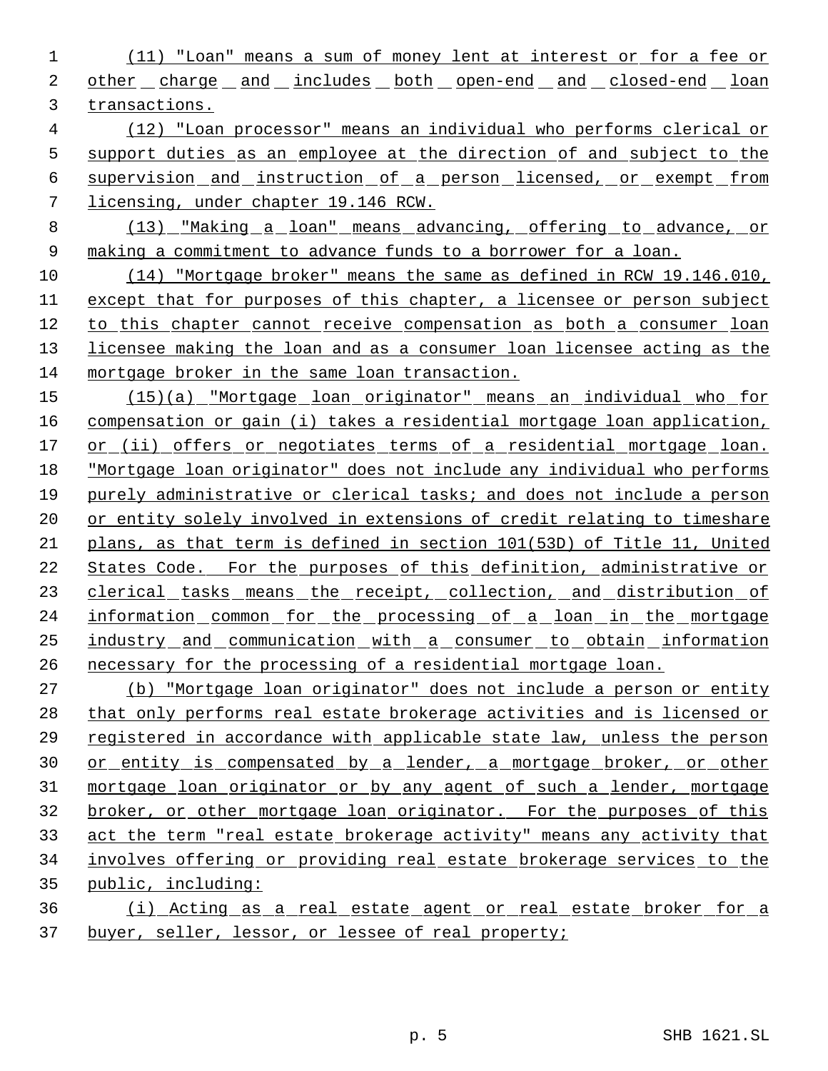(11) "Loan" means a sum of money lent at interest or for a fee or other charge and includes both open-end and closed-end loan transactions.

(12) "Loan processor" means an individual who performs clerical or support duties as an employee at the direction of and subject to the supervision and instruction of a person licensed, or exempt from licensing, under chapter 19.146 RCW.

(13) "Making a loan" means advancing, offering to advance, or making a commitment to advance funds to a borrower for a loan.

(14) "Mortgage broker" means the same as defined in RCW 19.146.010, except that for purposes of this chapter, a licensee or person subject to this chapter cannot receive compensation as both a consumer loan licensee making the loan and as a consumer loan licensee acting as the mortgage broker in the same loan transaction.

(15)(a) "Mortgage loan originator" means an individual who for compensation or gain (i) takes a residential mortgage loan application, or (ii) offers or negotiates terms of a residential mortgage loan. "Mortgage loan originator" does not include any individual who performs purely administrative or clerical tasks; and does not include a person or entity solely involved in extensions of credit relating to timeshare plans, as that term is defined in section 101(53D) of Title 11, United States Code. For the purposes of this definition, administrative or clerical tasks means the receipt, collection, and distribution of information common for the processing of a loan in the mortgage industry and communication with a consumer to obtain information necessary for the processing of a residential mortgage loan.

(b) "Mortgage loan originator" does not include a person or entity that only performs real estate brokerage activities and is licensed or registered in accordance with applicable state law, unless the person or entity is compensated by a lender, a mortgage broker, or other mortgage loan originator or by any agent of such a lender, mortgage broker, or other mortgage loan originator. For the purposes of this act the term "real estate brokerage activity" means any activity that involves offering or providing real estate brokerage services to the public, including:

(i) Acting as a real estate agent or real estate broker for a buyer, seller, lessor, or lessee of real property;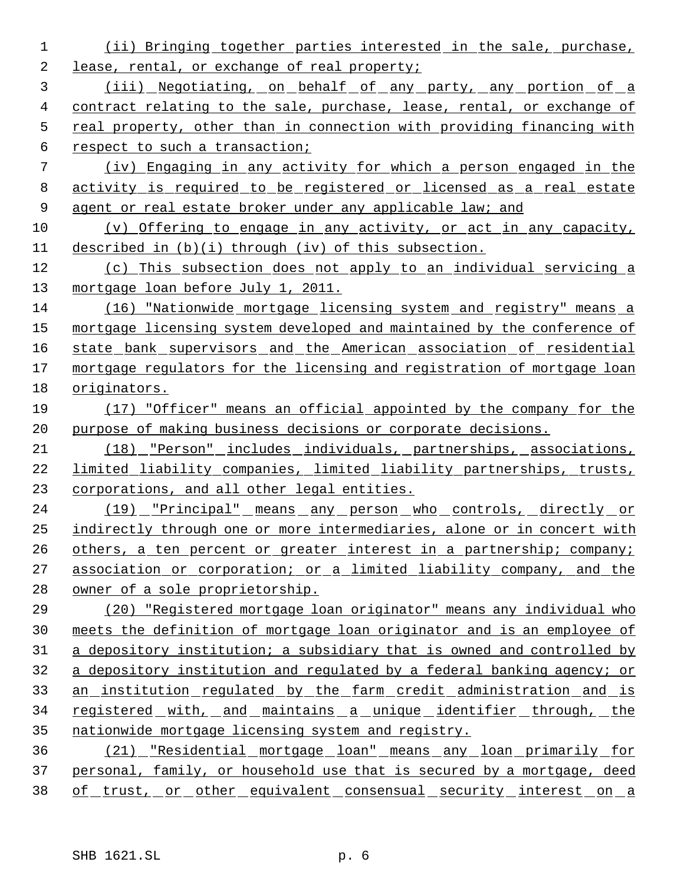(ii) Bringing together parties interested in the sale, purchase, lease, rental, or exchange of real property;

(iii) Negotiating, on behalf of any party, any portion of a contract relating to the sale, purchase, lease, rental, or exchange of real property, other than in connection with providing financing with respect to such a transaction;

(iv) Engaging in any activity for which a person engaged in the activity is required to be registered or licensed as a real estate agent or real estate broker under any applicable law; and

(v) Offering to engage in any activity, or act in any capacity, described in (b)(i) through (iv) of this subsection.

(c) This subsection does not apply to an individual servicing a mortgage loan before July 1, 2011.

(16) "Nationwide mortgage licensing system and registry" means a mortgage licensing system developed and maintained by the conference of state bank supervisors and the American association of residential mortgage regulators for the licensing and registration of mortgage loan originators.

(17) "Officer" means an official appointed by the company for the purpose of making business decisions or corporate decisions.

(18) "Person" includes individuals, partnerships, associations, limited liability companies, limited liability partnerships, trusts, corporations, and all other legal entities.

(19) "Principal" means any person who controls, directly or indirectly through one or more intermediaries, alone or in concert with others, a ten percent or greater interest in a partnership; company; association or corporation; or a limited liability company, and the owner of a sole proprietorship.

(20) "Registered mortgage loan originator" means any individual who meets the definition of mortgage loan originator and is an employee of a depository institution; a subsidiary that is owned and controlled by a depository institution and regulated by a federal banking agency; or an institution regulated by the farm credit administration and is registered with, and maintains a unique identifier through, the nationwide mortgage licensing system and registry.

(21) "Residential mortgage loan" means any loan primarily for personal, family, or household use that is secured by a mortgage, deed of trust, or other equivalent consensual security interest on a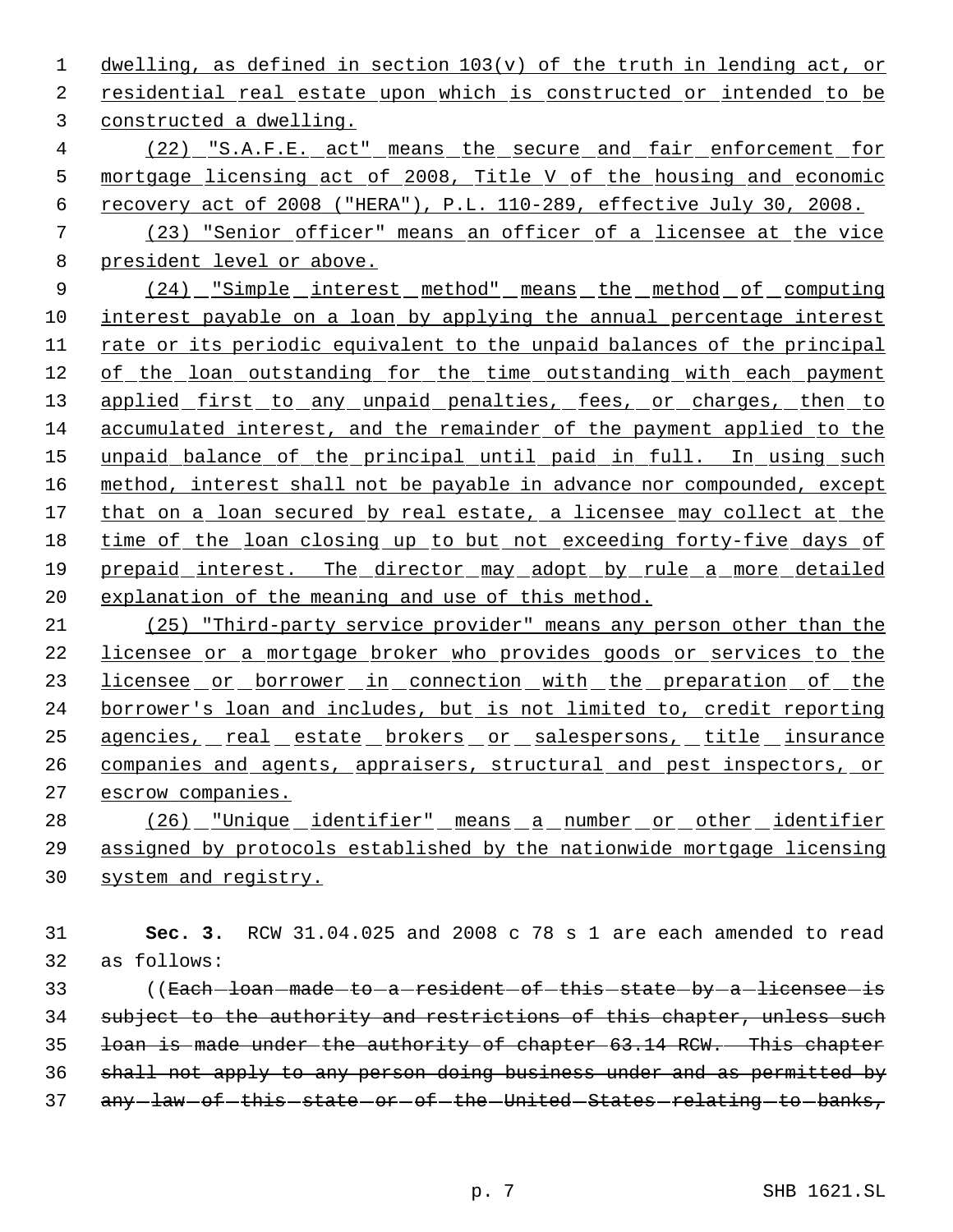dwelling, as defined in section 103(v) of the truth in lending act, or residential real estate upon which is constructed or intended to be constructed a dwelling.

(22) "S.A.F.E. act" means the secure and fair enforcement for mortgage licensing act of 2008, Title V of the housing and economic recovery act of 2008 ("HERA"), P.L. 110-289, effective July 30, 2008.

(23) "Senior officer" means an officer of a licensee at the vice president level or above.

(24) "Simple interest method" means the method of computing interest payable on a loan by applying the annual percentage interest rate or its periodic equivalent to the unpaid balances of the principal of the loan outstanding for the time outstanding with each payment applied first to any unpaid penalties, fees, or charges, then to accumulated interest, and the remainder of the payment applied to the unpaid balance of the principal until paid in full. In using such method, interest shall not be payable in advance nor compounded, except that on a loan secured by real estate, a licensee may collect at the time of the loan closing up to but not exceeding forty-five days of prepaid interest. The director may adopt by rule a more detailed explanation of the meaning and use of this method.

(25) "Third-party service provider" means any person other than the licensee or a mortgage broker who provides goods or services to the licensee or borrower in connection with the preparation of the borrower's loan and includes, but is not limited to, credit reporting agencies, real estate brokers or salespersons, title insurance companies and agents, appraisers, structural and pest inspectors, or escrow companies.

(26) "Unique identifier" means a number or other identifier assigned by protocols established by the nationwide mortgage licensing system and registry.

**Sec. 3.** RCW 31.04.025 and 2008 c 78 s 1 are each amended to read as follows:

((~~Each loan made to a resident of this state by a licensee is subject to the authority and restrictions of this chapter, unless such loan is made under the authority of chapter 63.14 RCW. This chapter shall not apply to any person doing business under and as permitted by any law of this state or of the United States relating to banks,~~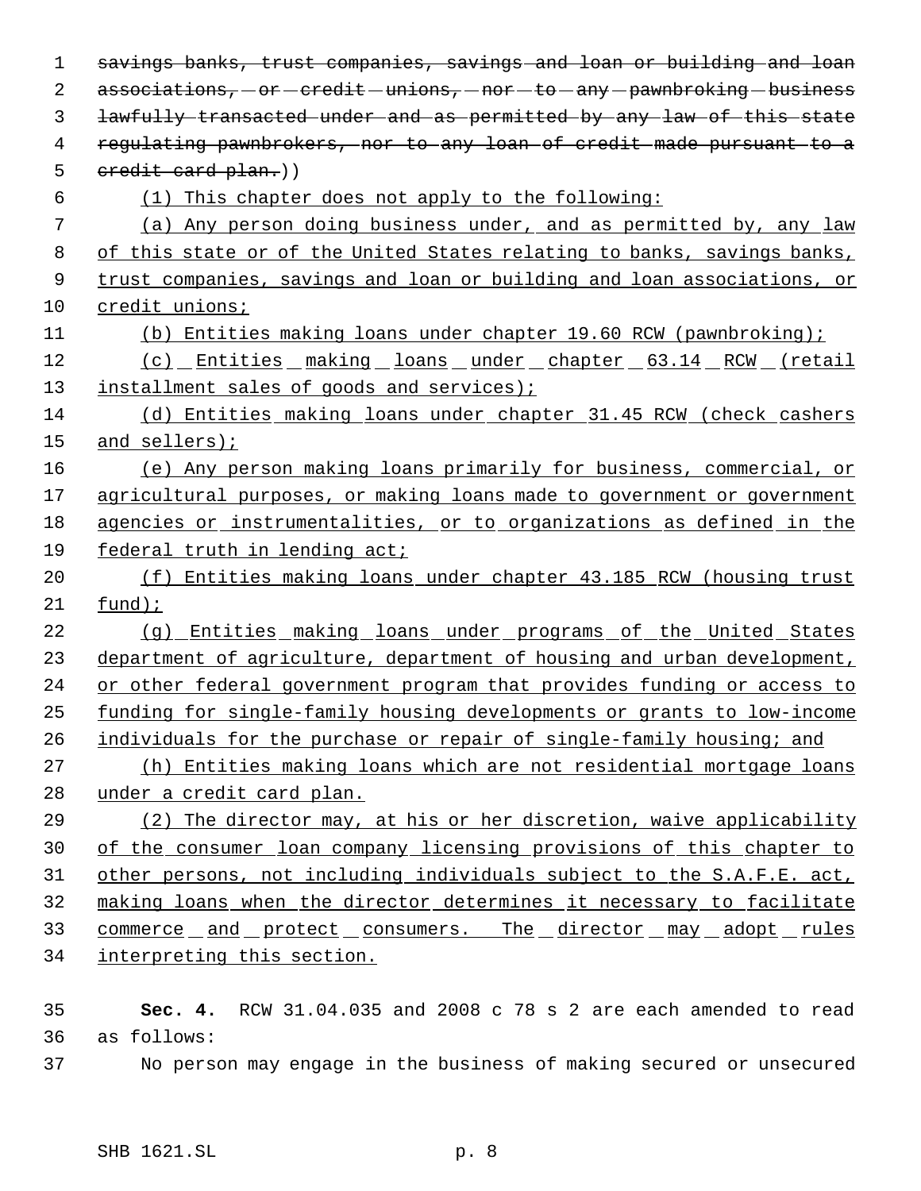~~savings banks, trust companies, savings and loan or building and loan associations, or credit unions, nor to any pawnbroking business lawfully transacted under and as permitted by any law of this state regulating pawnbrokers, nor to any loan of credit made pursuant to a credit card plan.~~))

<u>(1) This chapter does not apply to the following:</u>

<u>(a) Any person doing business under, and as permitted by, any law of this state or of the United States relating to banks, savings banks, trust companies, savings and loan or building and loan associations, or credit unions;</u>

<u>(b) Entities making loans under chapter 19.60 RCW (pawnbroking);</u>

<u>(c) Entities making loans under chapter 63.14 RCW (retail installment sales of goods and services);</u>

<u>(d) Entities making loans under chapter 31.45 RCW (check cashers and sellers);</u>

<u>(e) Any person making loans primarily for business, commercial, or agricultural purposes, or making loans made to government or government agencies or instrumentalities, or to organizations as defined in the federal truth in lending act;</u>

<u>(f) Entities making loans under chapter 43.185 RCW (housing trust fund);</u>

<u>(g) Entities making loans under programs of the United States department of agriculture, department of housing and urban development, or other federal government program that provides funding or access to funding for single-family housing developments or grants to low-income individuals for the purchase or repair of single-family housing; and</u>

<u>(h) Entities making loans which are not residential mortgage loans under a credit card plan.</u>

<u>(2) The director may, at his or her discretion, waive applicability of the consumer loan company licensing provisions of this chapter to other persons, not including individuals subject to the S.A.F.E. act, making loans when the director determines it necessary to facilitate commerce and protect consumers. The director may adopt rules interpreting this section.</u>

**Sec. 4.** RCW 31.04.035 and 2008 c 78 s 2 are each amended to read as follows:

No person may engage in the business of making secured or unsecured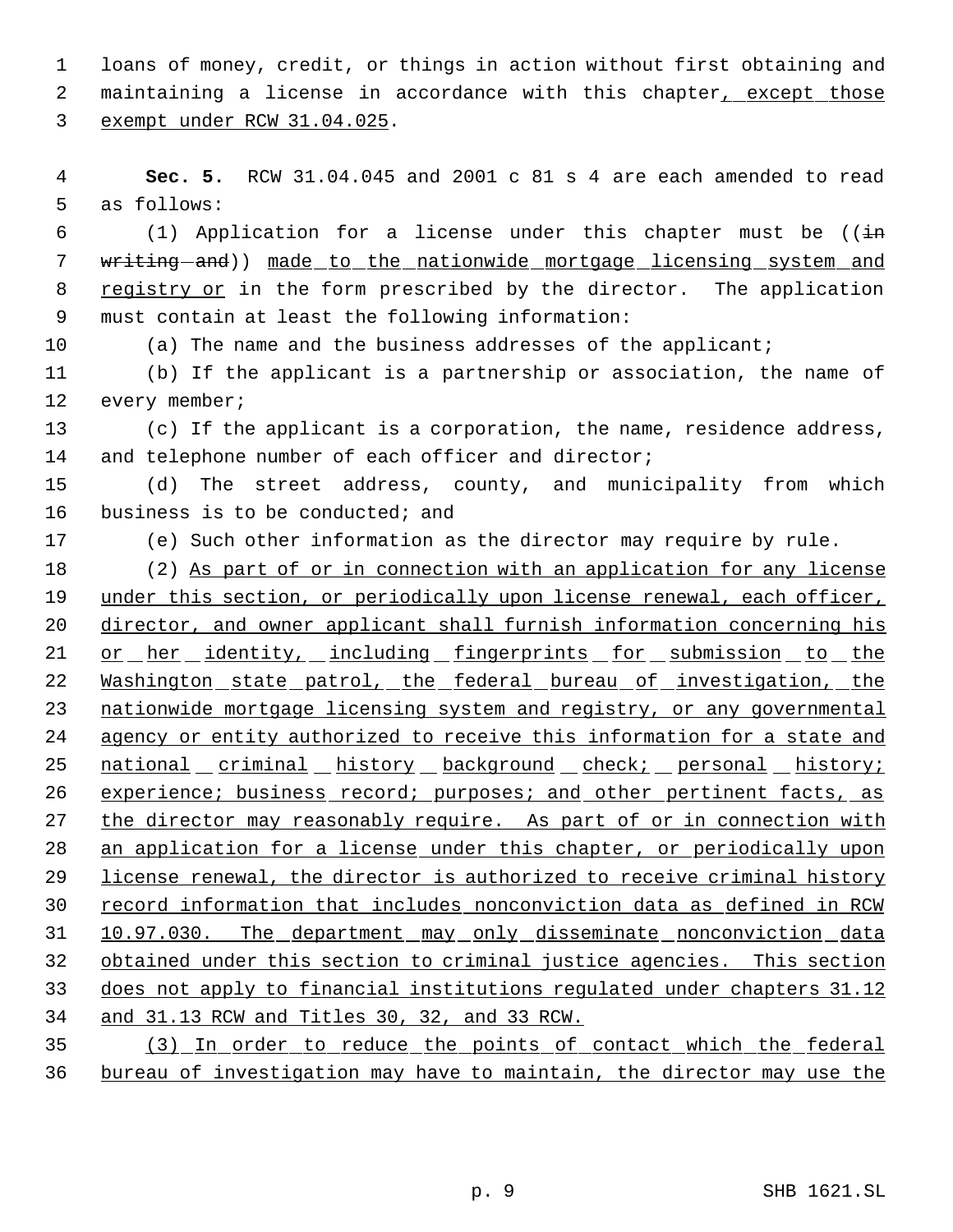loans of money, credit, or things in action without first obtaining and maintaining a license in accordance with this chapter, except those exempt under RCW 31.04.025.

**Sec. 5.** RCW 31.04.045 and 2001 c 81 s 4 are each amended to read as follows:

(1) Application for a license under this chapter must be ((in writing and)) made to the nationwide mortgage licensing system and registry or in the form prescribed by the director. The application must contain at least the following information:

(a) The name and the business addresses of the applicant;

(b) If the applicant is a partnership or association, the name of every member;

(c) If the applicant is a corporation, the name, residence address, and telephone number of each officer and director;

(d) The street address, county, and municipality from which business is to be conducted; and

(e) Such other information as the director may require by rule.

(2) As part of or in connection with an application for any license under this section, or periodically upon license renewal, each officer, director, and owner applicant shall furnish information concerning his or her identity, including fingerprints for submission to the Washington state patrol, the federal bureau of investigation, the nationwide mortgage licensing system and registry, or any governmental agency or entity authorized to receive this information for a state and national criminal history background check; personal history; experience; business record; purposes; and other pertinent facts, as the director may reasonably require. As part of or in connection with an application for a license under this chapter, or periodically upon license renewal, the director is authorized to receive criminal history record information that includes nonconviction data as defined in RCW 10.97.030. The department may only disseminate nonconviction data obtained under this section to criminal justice agencies. This section does not apply to financial institutions regulated under chapters 31.12 and 31.13 RCW and Titles 30, 32, and 33 RCW.

(3) In order to reduce the points of contact which the federal bureau of investigation may have to maintain, the director may use the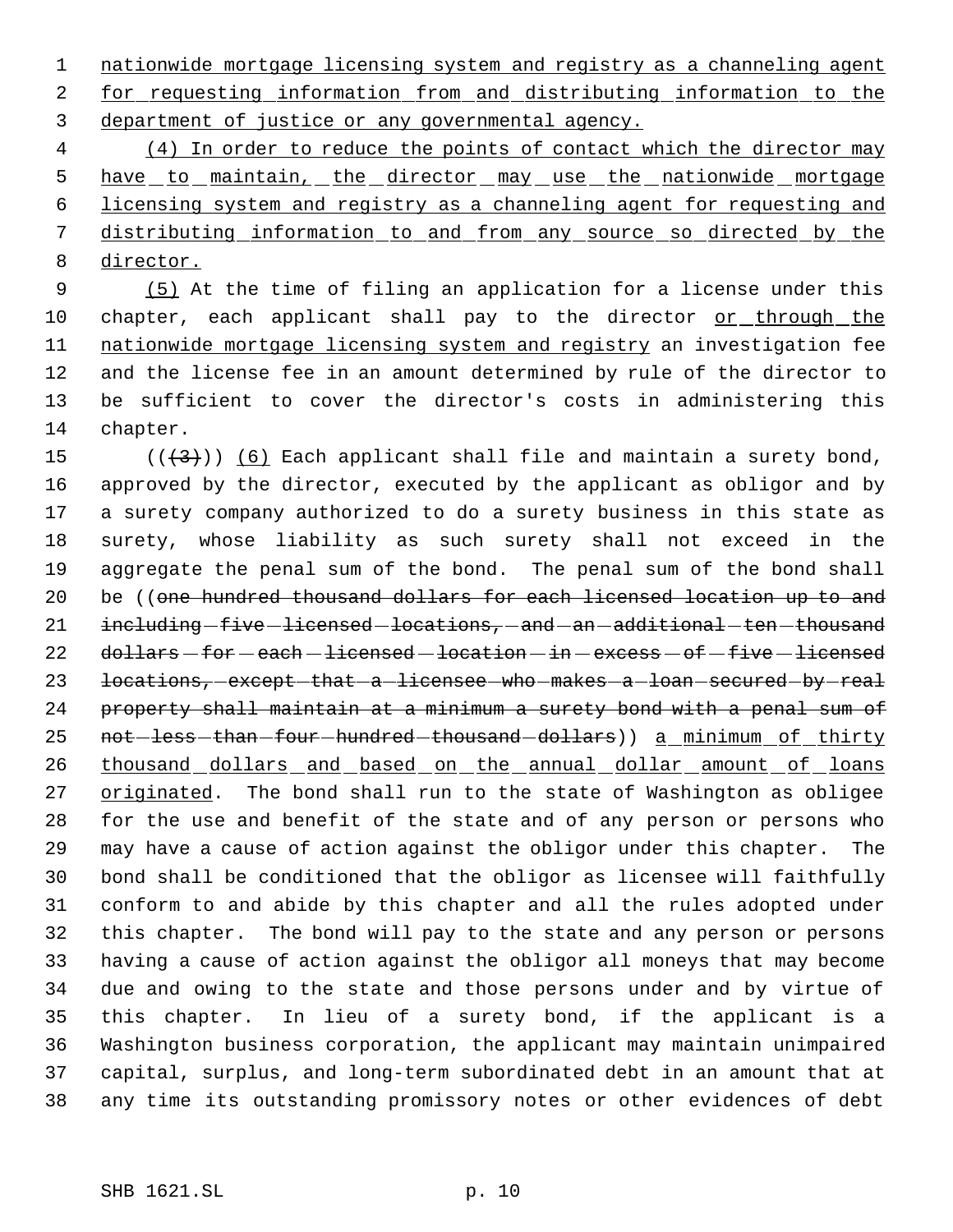nationwide mortgage licensing system and registry as a channeling agent for requesting information from and distributing information to the department of justice or any governmental agency.

(4) In order to reduce the points of contact which the director may have to maintain, the director may use the nationwide mortgage licensing system and registry as a channeling agent for requesting and distributing information to and from any source so directed by the director.

(5) At the time of filing an application for a license under this chapter, each applicant shall pay to the director or through the nationwide mortgage licensing system and registry an investigation fee and the license fee in an amount determined by rule of the director to be sufficient to cover the director's costs in administering this chapter.

(((3))) (6) Each applicant shall file and maintain a surety bond, approved by the director, executed by the applicant as obligor and by a surety company authorized to do a surety business in this state as surety, whose liability as such surety shall not exceed in the aggregate the penal sum of the bond. The penal sum of the bond shall be ((~~one hundred thousand dollars for each licensed location up to and including five licensed locations, and an additional ten thousand dollars for each licensed location in excess of five licensed locations, except that a licensee who makes a loan secured by real property shall maintain at a minimum a surety bond with a penal sum of not less than four hundred thousand dollars~~)) a minimum of thirty thousand dollars and based on the annual dollar amount of loans originated. The bond shall run to the state of Washington as obligee for the use and benefit of the state and of any person or persons who may have a cause of action against the obligor under this chapter. The bond shall be conditioned that the obligor as licensee will faithfully conform to and abide by this chapter and all the rules adopted under this chapter. The bond will pay to the state and any person or persons having a cause of action against the obligor all moneys that may become due and owing to the state and those persons under and by virtue of this chapter. In lieu of a surety bond, if the applicant is a Washington business corporation, the applicant may maintain unimpaired capital, surplus, and long-term subordinated debt in an amount that at any time its outstanding promissory notes or other evidences of debt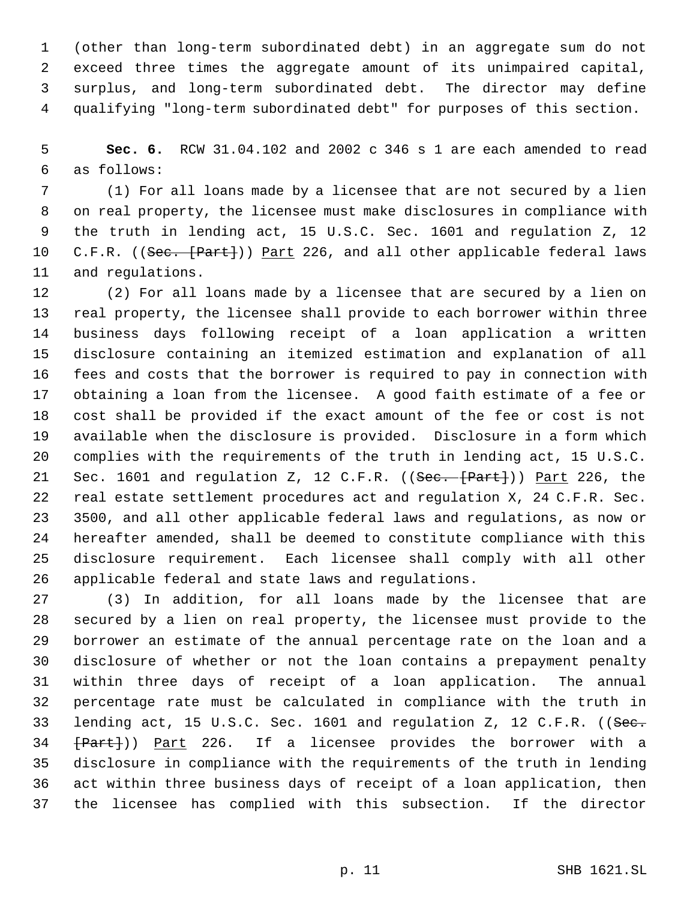(other than long-term subordinated debt) in an aggregate sum do not exceed three times the aggregate amount of its unimpaired capital, surplus, and long-term subordinated debt. The director may define qualifying "long-term subordinated debt" for purposes of this section.

**Sec. 6.** RCW 31.04.102 and 2002 c 346 s 1 are each amended to read as follows:

(1) For all loans made by a licensee that are not secured by a lien on real property, the licensee must make disclosures in compliance with the truth in lending act, 15 U.S.C. Sec. 1601 and regulation Z, 12 C.F.R. ((~~Sec. [Part]~~)) <u>Part</u> 226, and all other applicable federal laws and regulations.

(2) For all loans made by a licensee that are secured by a lien on real property, the licensee shall provide to each borrower within three business days following receipt of a loan application a written disclosure containing an itemized estimation and explanation of all fees and costs that the borrower is required to pay in connection with obtaining a loan from the licensee. A good faith estimate of a fee or cost shall be provided if the exact amount of the fee or cost is not available when the disclosure is provided. Disclosure in a form which complies with the requirements of the truth in lending act, 15 U.S.C. Sec. 1601 and regulation Z, 12 C.F.R. ((~~Sec. [Part]~~)) <u>Part</u> 226, the real estate settlement procedures act and regulation X, 24 C.F.R. Sec. 3500, and all other applicable federal laws and regulations, as now or hereafter amended, shall be deemed to constitute compliance with this disclosure requirement. Each licensee shall comply with all other applicable federal and state laws and regulations.

(3) In addition, for all loans made by the licensee that are secured by a lien on real property, the licensee must provide to the borrower an estimate of the annual percentage rate on the loan and a disclosure of whether or not the loan contains a prepayment penalty within three days of receipt of a loan application. The annual percentage rate must be calculated in compliance with the truth in lending act, 15 U.S.C. Sec. 1601 and regulation Z, 12 C.F.R. ((~~Sec. [Part]~~)) <u>Part</u> 226. If a licensee provides the borrower with a disclosure in compliance with the requirements of the truth in lending act within three business days of receipt of a loan application, then the licensee has complied with this subsection. If the director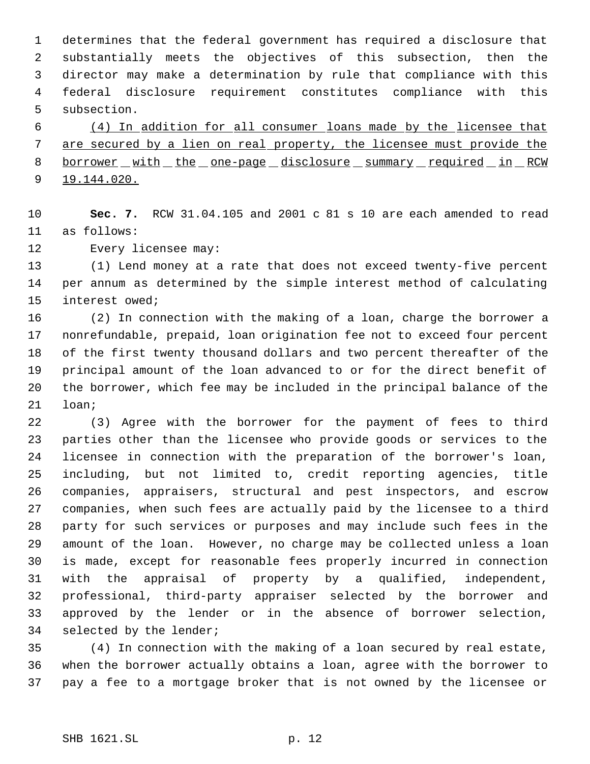determines that the federal government has required a disclosure that substantially meets the objectives of this subsection, then the director may make a determination by rule that compliance with this federal disclosure requirement constitutes compliance with this subsection.

(4) In addition for all consumer loans made by the licensee that are secured by a lien on real property, the licensee must provide the borrower with the one-page disclosure summary required in RCW 19.144.020.

**Sec. 7.** RCW 31.04.105 and 2001 c 81 s 10 are each amended to read as follows:

Every licensee may:

(1) Lend money at a rate that does not exceed twenty-five percent per annum as determined by the simple interest method of calculating interest owed;

(2) In connection with the making of a loan, charge the borrower a nonrefundable, prepaid, loan origination fee not to exceed four percent of the first twenty thousand dollars and two percent thereafter of the principal amount of the loan advanced to or for the direct benefit of the borrower, which fee may be included in the principal balance of the loan;

(3) Agree with the borrower for the payment of fees to third parties other than the licensee who provide goods or services to the licensee in connection with the preparation of the borrower's loan, including, but not limited to, credit reporting agencies, title companies, appraisers, structural and pest inspectors, and escrow companies, when such fees are actually paid by the licensee to a third party for such services or purposes and may include such fees in the amount of the loan. However, no charge may be collected unless a loan is made, except for reasonable fees properly incurred in connection with the appraisal of property by a qualified, independent, professional, third-party appraiser selected by the borrower and approved by the lender or in the absence of borrower selection, selected by the lender;

(4) In connection with the making of a loan secured by real estate, when the borrower actually obtains a loan, agree with the borrower to pay a fee to a mortgage broker that is not owned by the licensee or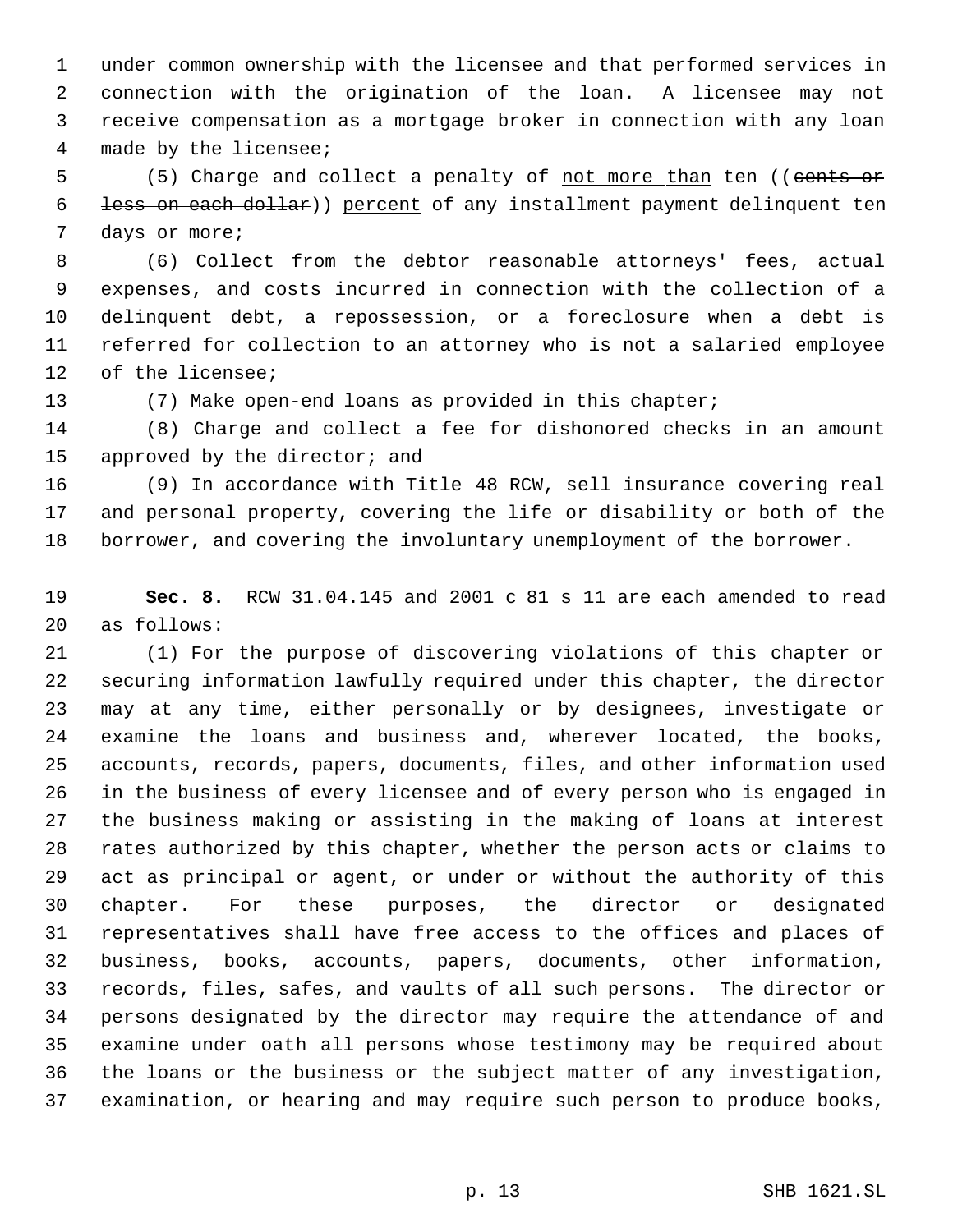under common ownership with the licensee and that performed services in connection with the origination of the loan. A licensee may not receive compensation as a mortgage broker in connection with any loan made by the licensee;

(5) Charge and collect a penalty of <u>not more than</u> ten ((~~cents or less on each dollar~~)) <u>percent</u> of any installment payment delinquent ten days or more;

(6) Collect from the debtor reasonable attorneys' fees, actual expenses, and costs incurred in connection with the collection of a delinquent debt, a repossession, or a foreclosure when a debt is referred for collection to an attorney who is not a salaried employee of the licensee;

(7) Make open-end loans as provided in this chapter;

(8) Charge and collect a fee for dishonored checks in an amount approved by the director; and

(9) In accordance with Title 48 RCW, sell insurance covering real and personal property, covering the life or disability or both of the borrower, and covering the involuntary unemployment of the borrower.

**Sec. 8.** RCW 31.04.145 and 2001 c 81 s 11 are each amended to read as follows:

(1) For the purpose of discovering violations of this chapter or securing information lawfully required under this chapter, the director may at any time, either personally or by designees, investigate or examine the loans and business and, wherever located, the books, accounts, records, papers, documents, files, and other information used in the business of every licensee and of every person who is engaged in the business making or assisting in the making of loans at interest rates authorized by this chapter, whether the person acts or claims to act as principal or agent, or under or without the authority of this chapter. For these purposes, the director or designated representatives shall have free access to the offices and places of business, books, accounts, papers, documents, other information, records, files, safes, and vaults of all such persons. The director or persons designated by the director may require the attendance of and examine under oath all persons whose testimony may be required about the loans or the business or the subject matter of any investigation, examination, or hearing and may require such person to produce books,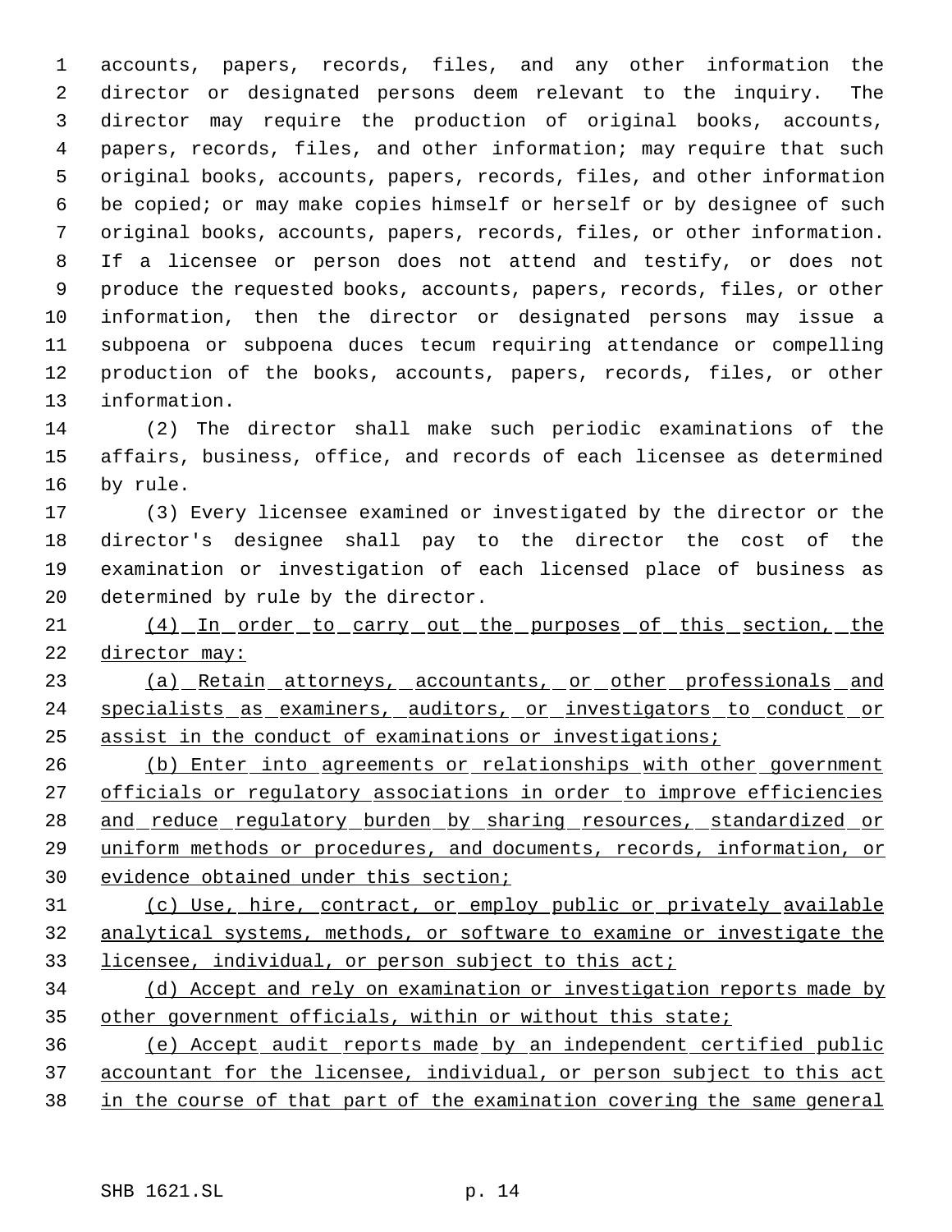accounts, papers, records, files, and any other information the director or designated persons deem relevant to the inquiry. The director may require the production of original books, accounts, papers, records, files, and other information; may require that such original books, accounts, papers, records, files, and other information be copied; or may make copies himself or herself or by designee of such original books, accounts, papers, records, files, or other information. If a licensee or person does not attend and testify, or does not produce the requested books, accounts, papers, records, files, or other information, then the director or designated persons may issue a subpoena or subpoena duces tecum requiring attendance or compelling production of the books, accounts, papers, records, files, or other information.

(2) The director shall make such periodic examinations of the affairs, business, office, and records of each licensee as determined by rule.

(3) Every licensee examined or investigated by the director or the director's designee shall pay to the director the cost of the examination or investigation of each licensed place of business as determined by rule by the director.

(4) In order to carry out the purposes of this section, the director may:

(a) Retain attorneys, accountants, or other professionals and specialists as examiners, auditors, or investigators to conduct or assist in the conduct of examinations or investigations;

(b) Enter into agreements or relationships with other government officials or regulatory associations in order to improve efficiencies and reduce regulatory burden by sharing resources, standardized or uniform methods or procedures, and documents, records, information, or evidence obtained under this section;

(c) Use, hire, contract, or employ public or privately available analytical systems, methods, or software to examine or investigate the licensee, individual, or person subject to this act;

(d) Accept and rely on examination or investigation reports made by other government officials, within or without this state;

(e) Accept audit reports made by an independent certified public accountant for the licensee, individual, or person subject to this act in the course of that part of the examination covering the same general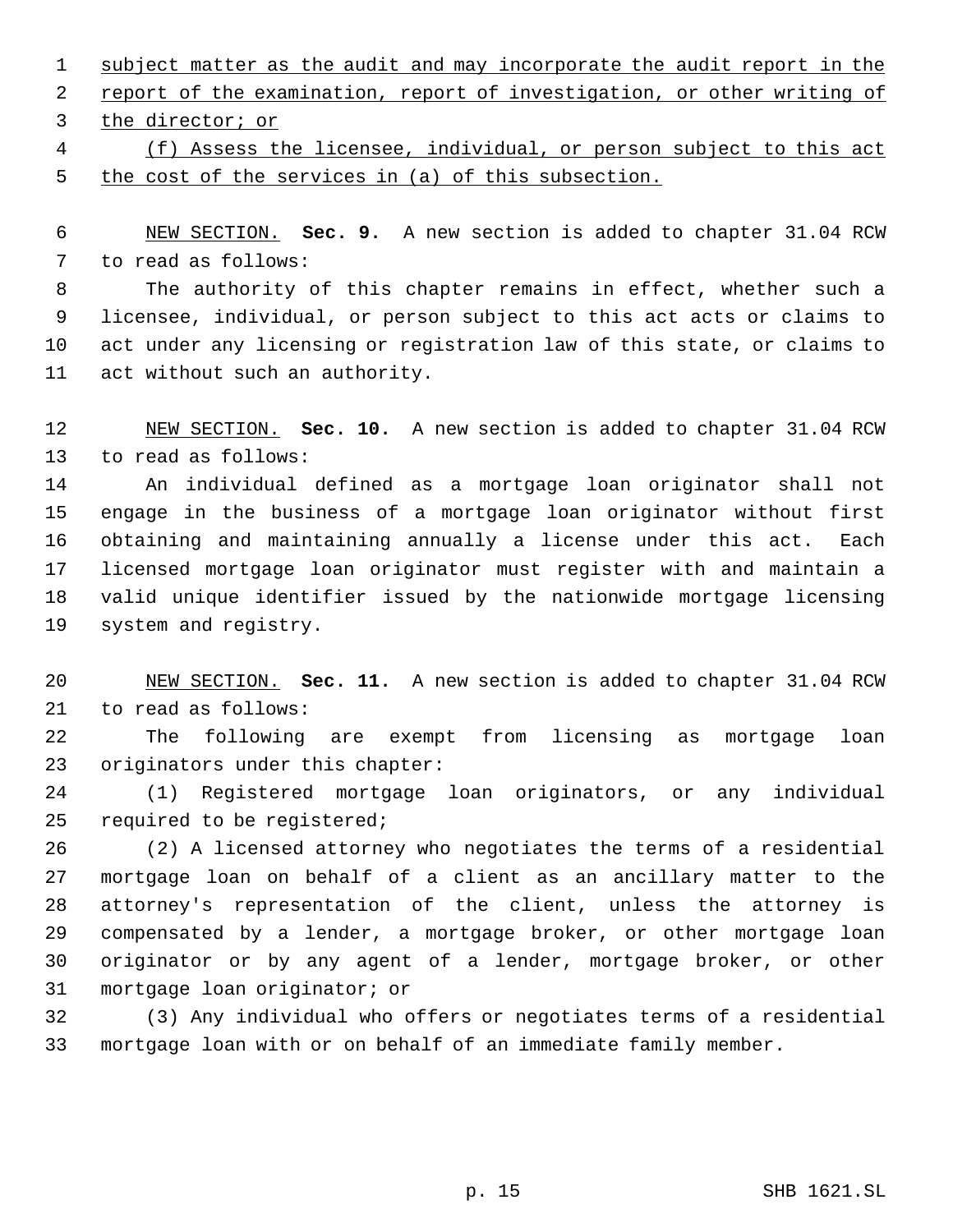subject matter as the audit and may incorporate the audit report in the report of the examination, report of investigation, or other writing of the director; or

(f) Assess the licensee, individual, or person subject to this act the cost of the services in (a) of this subsection.

NEW SECTION. **Sec. 9.** A new section is added to chapter 31.04 RCW to read as follows:

The authority of this chapter remains in effect, whether such a licensee, individual, or person subject to this act acts or claims to act under any licensing or registration law of this state, or claims to act without such an authority.

NEW SECTION. **Sec. 10.** A new section is added to chapter 31.04 RCW to read as follows:

An individual defined as a mortgage loan originator shall not engage in the business of a mortgage loan originator without first obtaining and maintaining annually a license under this act. Each licensed mortgage loan originator must register with and maintain a valid unique identifier issued by the nationwide mortgage licensing system and registry.

NEW SECTION. **Sec. 11.** A new section is added to chapter 31.04 RCW to read as follows:

The following are exempt from licensing as mortgage loan originators under this chapter:

(1) Registered mortgage loan originators, or any individual required to be registered;

(2) A licensed attorney who negotiates the terms of a residential mortgage loan on behalf of a client as an ancillary matter to the attorney's representation of the client, unless the attorney is compensated by a lender, a mortgage broker, or other mortgage loan originator or by any agent of a lender, mortgage broker, or other mortgage loan originator; or

(3) Any individual who offers or negotiates terms of a residential mortgage loan with or on behalf of an immediate family member.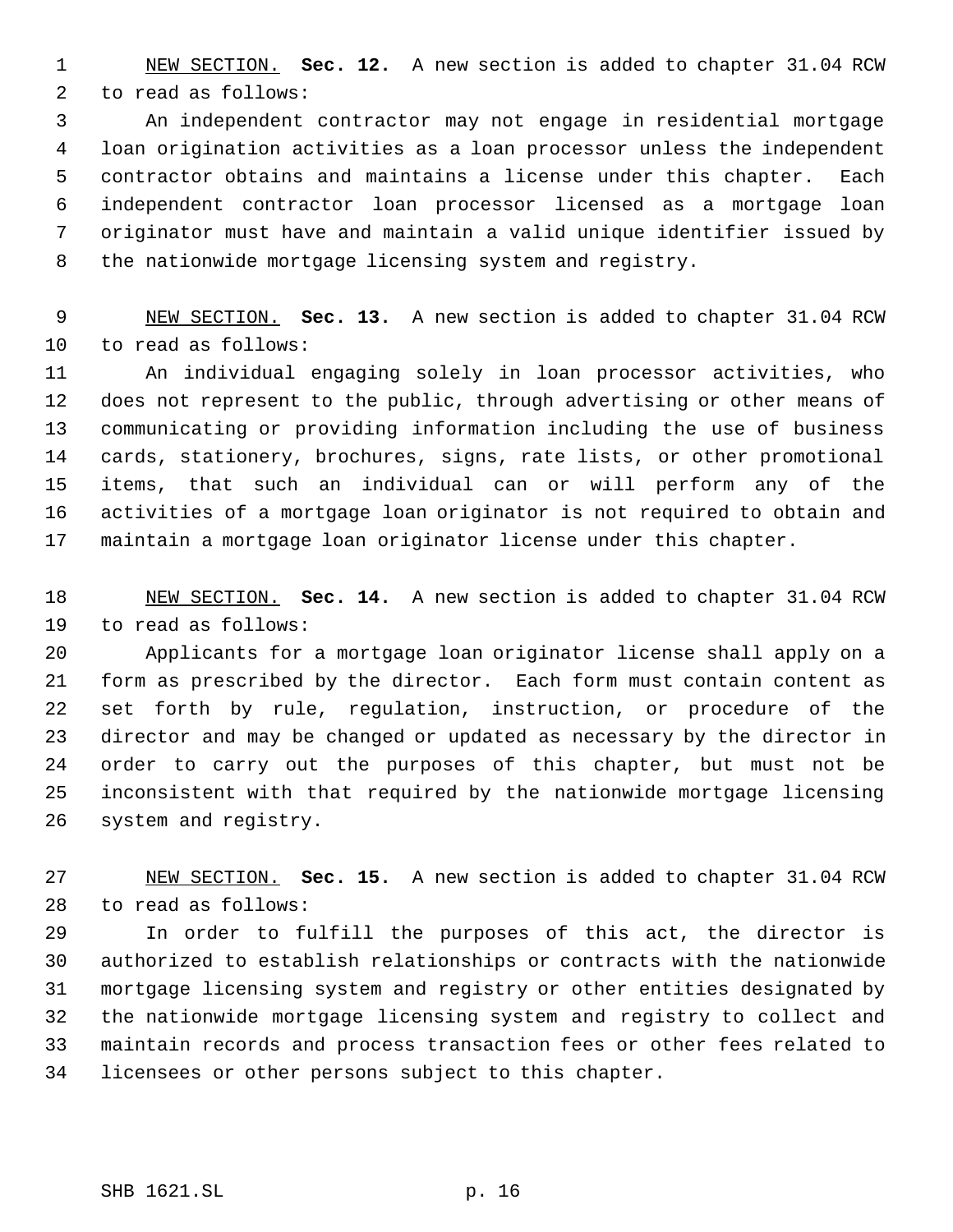NEW SECTION. **Sec. 12.** A new section is added to chapter 31.04 RCW to read as follows:

An independent contractor may not engage in residential mortgage loan origination activities as a loan processor unless the independent contractor obtains and maintains a license under this chapter. Each independent contractor loan processor licensed as a mortgage loan originator must have and maintain a valid unique identifier issued by the nationwide mortgage licensing system and registry.

NEW SECTION. **Sec. 13.** A new section is added to chapter 31.04 RCW to read as follows:

An individual engaging solely in loan processor activities, who does not represent to the public, through advertising or other means of communicating or providing information including the use of business cards, stationery, brochures, signs, rate lists, or other promotional items, that such an individual can or will perform any of the activities of a mortgage loan originator is not required to obtain and maintain a mortgage loan originator license under this chapter.

NEW SECTION. **Sec. 14.** A new section is added to chapter 31.04 RCW to read as follows:

Applicants for a mortgage loan originator license shall apply on a form as prescribed by the director. Each form must contain content as set forth by rule, regulation, instruction, or procedure of the director and may be changed or updated as necessary by the director in order to carry out the purposes of this chapter, but must not be inconsistent with that required by the nationwide mortgage licensing system and registry.

NEW SECTION. **Sec. 15.** A new section is added to chapter 31.04 RCW to read as follows:

In order to fulfill the purposes of this act, the director is authorized to establish relationships or contracts with the nationwide mortgage licensing system and registry or other entities designated by the nationwide mortgage licensing system and registry to collect and maintain records and process transaction fees or other fees related to licensees or other persons subject to this chapter.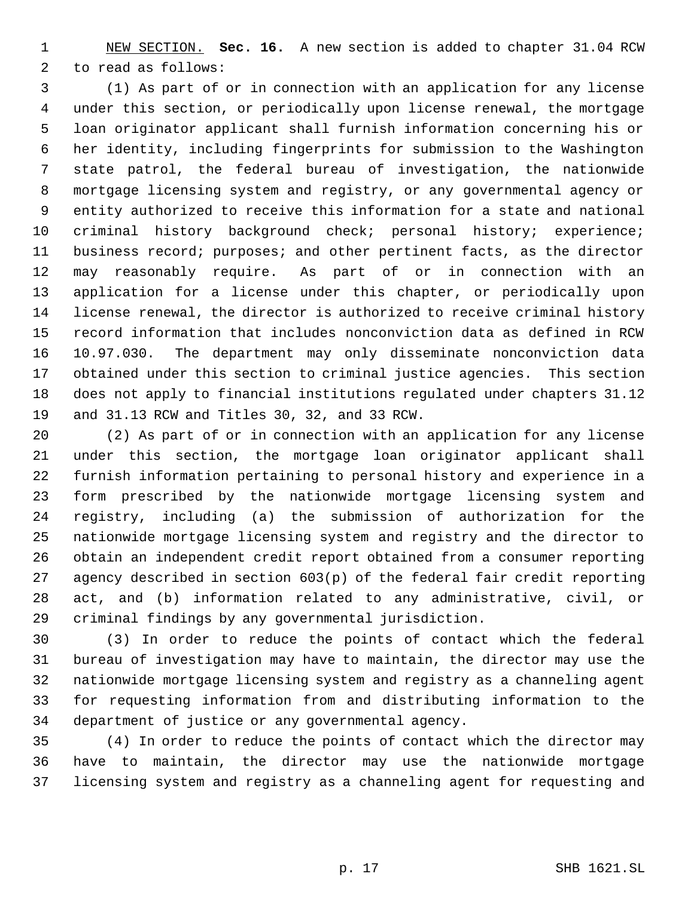NEW SECTION. **Sec. 16.** A new section is added to chapter 31.04 RCW to read as follows:

(1) As part of or in connection with an application for any license under this section, or periodically upon license renewal, the mortgage loan originator applicant shall furnish information concerning his or her identity, including fingerprints for submission to the Washington state patrol, the federal bureau of investigation, the nationwide mortgage licensing system and registry, or any governmental agency or entity authorized to receive this information for a state and national criminal history background check; personal history; experience; business record; purposes; and other pertinent facts, as the director may reasonably require. As part of or in connection with an application for a license under this chapter, or periodically upon license renewal, the director is authorized to receive criminal history record information that includes nonconviction data as defined in RCW 10.97.030. The department may only disseminate nonconviction data obtained under this section to criminal justice agencies. This section does not apply to financial institutions regulated under chapters 31.12 and 31.13 RCW and Titles 30, 32, and 33 RCW.

(2) As part of or in connection with an application for any license under this section, the mortgage loan originator applicant shall furnish information pertaining to personal history and experience in a form prescribed by the nationwide mortgage licensing system and registry, including (a) the submission of authorization for the nationwide mortgage licensing system and registry and the director to obtain an independent credit report obtained from a consumer reporting agency described in section 603(p) of the federal fair credit reporting act, and (b) information related to any administrative, civil, or criminal findings by any governmental jurisdiction.

(3) In order to reduce the points of contact which the federal bureau of investigation may have to maintain, the director may use the nationwide mortgage licensing system and registry as a channeling agent for requesting information from and distributing information to the department of justice or any governmental agency.

(4) In order to reduce the points of contact which the director may have to maintain, the director may use the nationwide mortgage licensing system and registry as a channeling agent for requesting and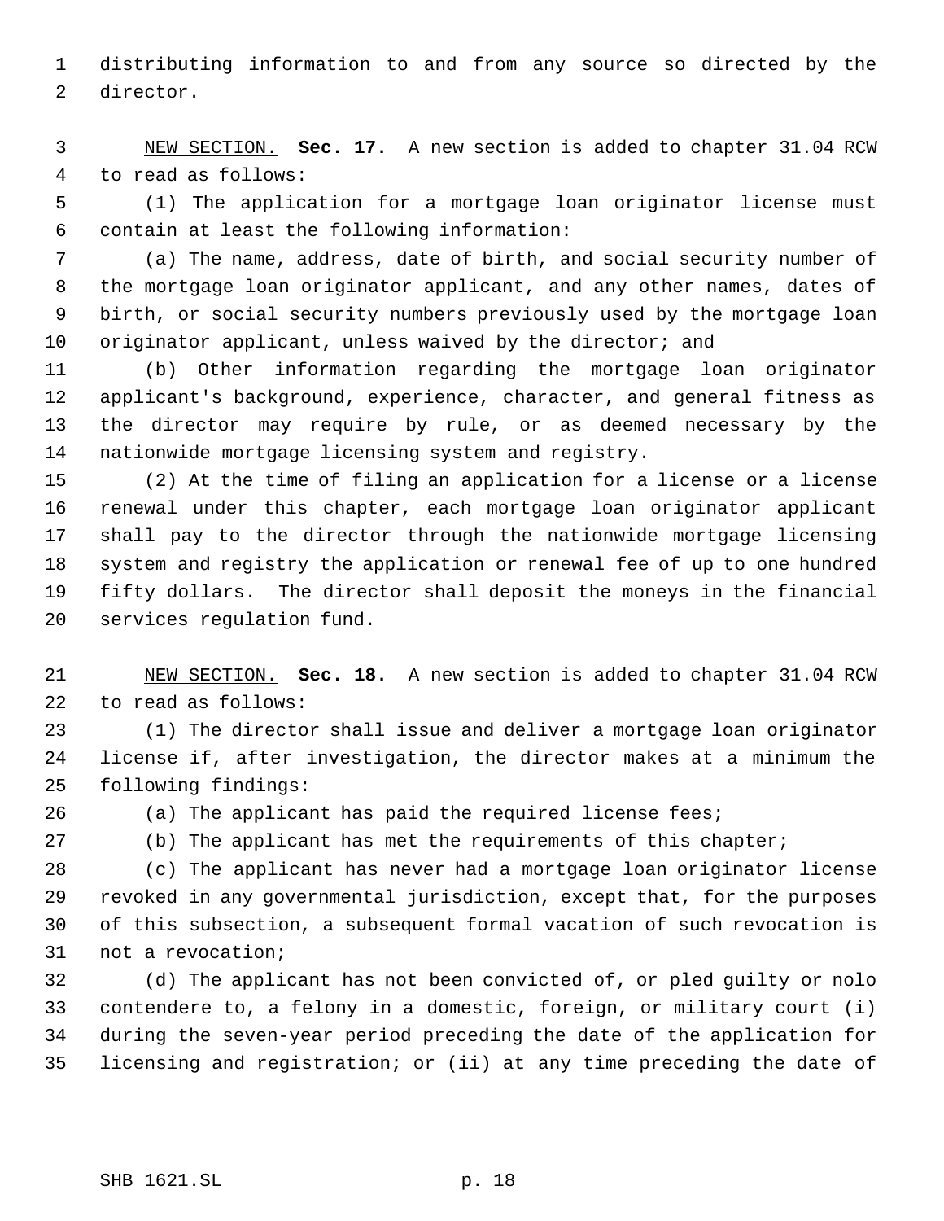distributing information to and from any source so directed by the director.

NEW SECTION. **Sec. 17.** A new section is added to chapter 31.04 RCW to read as follows:

(1) The application for a mortgage loan originator license must contain at least the following information:

(a) The name, address, date of birth, and social security number of the mortgage loan originator applicant, and any other names, dates of birth, or social security numbers previously used by the mortgage loan originator applicant, unless waived by the director; and

(b) Other information regarding the mortgage loan originator applicant's background, experience, character, and general fitness as the director may require by rule, or as deemed necessary by the nationwide mortgage licensing system and registry.

(2) At the time of filing an application for a license or a license renewal under this chapter, each mortgage loan originator applicant shall pay to the director through the nationwide mortgage licensing system and registry the application or renewal fee of up to one hundred fifty dollars. The director shall deposit the moneys in the financial services regulation fund.

NEW SECTION. **Sec. 18.** A new section is added to chapter 31.04 RCW to read as follows:

(1) The director shall issue and deliver a mortgage loan originator license if, after investigation, the director makes at a minimum the following findings:

(a) The applicant has paid the required license fees;

(b) The applicant has met the requirements of this chapter;

(c) The applicant has never had a mortgage loan originator license revoked in any governmental jurisdiction, except that, for the purposes of this subsection, a subsequent formal vacation of such revocation is not a revocation;

(d) The applicant has not been convicted of, or pled guilty or nolo contendere to, a felony in a domestic, foreign, or military court (i) during the seven-year period preceding the date of the application for licensing and registration; or (ii) at any time preceding the date of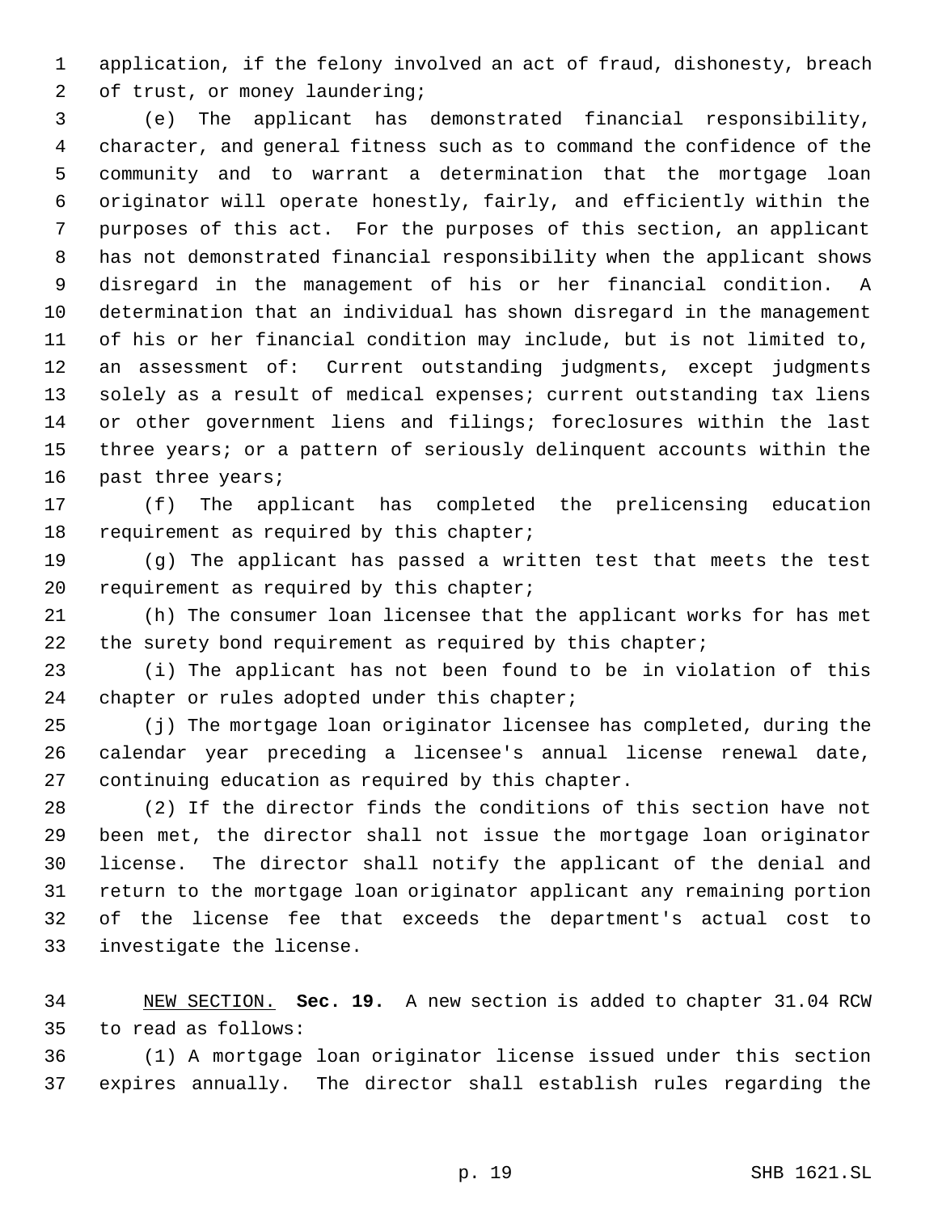application, if the felony involved an act of fraud, dishonesty, breach of trust, or money laundering;

(e) The applicant has demonstrated financial responsibility, character, and general fitness such as to command the confidence of the community and to warrant a determination that the mortgage loan originator will operate honestly, fairly, and efficiently within the purposes of this act. For the purposes of this section, an applicant has not demonstrated financial responsibility when the applicant shows disregard in the management of his or her financial condition. A determination that an individual has shown disregard in the management of his or her financial condition may include, but is not limited to, an assessment of: Current outstanding judgments, except judgments solely as a result of medical expenses; current outstanding tax liens or other government liens and filings; foreclosures within the last three years; or a pattern of seriously delinquent accounts within the past three years;

(f) The applicant has completed the prelicensing education requirement as required by this chapter;

(g) The applicant has passed a written test that meets the test requirement as required by this chapter;

(h) The consumer loan licensee that the applicant works for has met the surety bond requirement as required by this chapter;

(i) The applicant has not been found to be in violation of this chapter or rules adopted under this chapter;

(j) The mortgage loan originator licensee has completed, during the calendar year preceding a licensee's annual license renewal date, continuing education as required by this chapter.

(2) If the director finds the conditions of this section have not been met, the director shall not issue the mortgage loan originator license. The director shall notify the applicant of the denial and return to the mortgage loan originator applicant any remaining portion of the license fee that exceeds the department's actual cost to investigate the license.

NEW SECTION. **Sec. 19.** A new section is added to chapter 31.04 RCW to read as follows:

(1) A mortgage loan originator license issued under this section expires annually. The director shall establish rules regarding the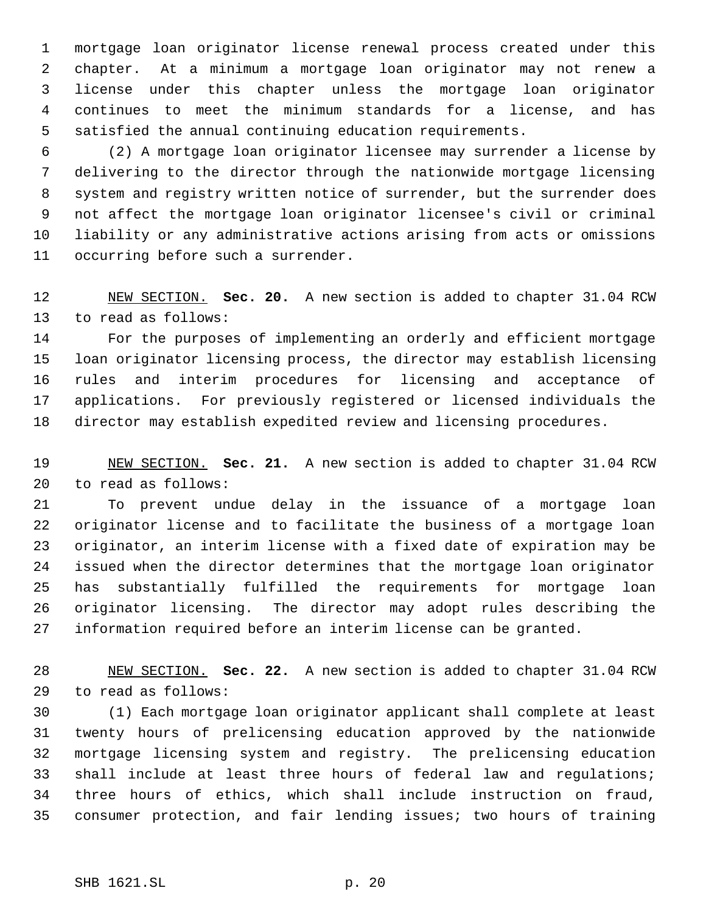mortgage loan originator license renewal process created under this chapter. At a minimum a mortgage loan originator may not renew a license under this chapter unless the mortgage loan originator continues to meet the minimum standards for a license, and has satisfied the annual continuing education requirements.

(2) A mortgage loan originator licensee may surrender a license by delivering to the director through the nationwide mortgage licensing system and registry written notice of surrender, but the surrender does not affect the mortgage loan originator licensee's civil or criminal liability or any administrative actions arising from acts or omissions occurring before such a surrender.

NEW SECTION. **Sec. 20.** A new section is added to chapter 31.04 RCW to read as follows:

For the purposes of implementing an orderly and efficient mortgage loan originator licensing process, the director may establish licensing rules and interim procedures for licensing and acceptance of applications. For previously registered or licensed individuals the director may establish expedited review and licensing procedures.

NEW SECTION. **Sec. 21.** A new section is added to chapter 31.04 RCW to read as follows:

To prevent undue delay in the issuance of a mortgage loan originator license and to facilitate the business of a mortgage loan originator, an interim license with a fixed date of expiration may be issued when the director determines that the mortgage loan originator has substantially fulfilled the requirements for mortgage loan originator licensing. The director may adopt rules describing the information required before an interim license can be granted.

NEW SECTION. **Sec. 22.** A new section is added to chapter 31.04 RCW to read as follows:

(1) Each mortgage loan originator applicant shall complete at least twenty hours of prelicensing education approved by the nationwide mortgage licensing system and registry. The prelicensing education shall include at least three hours of federal law and regulations; three hours of ethics, which shall include instruction on fraud, consumer protection, and fair lending issues; two hours of training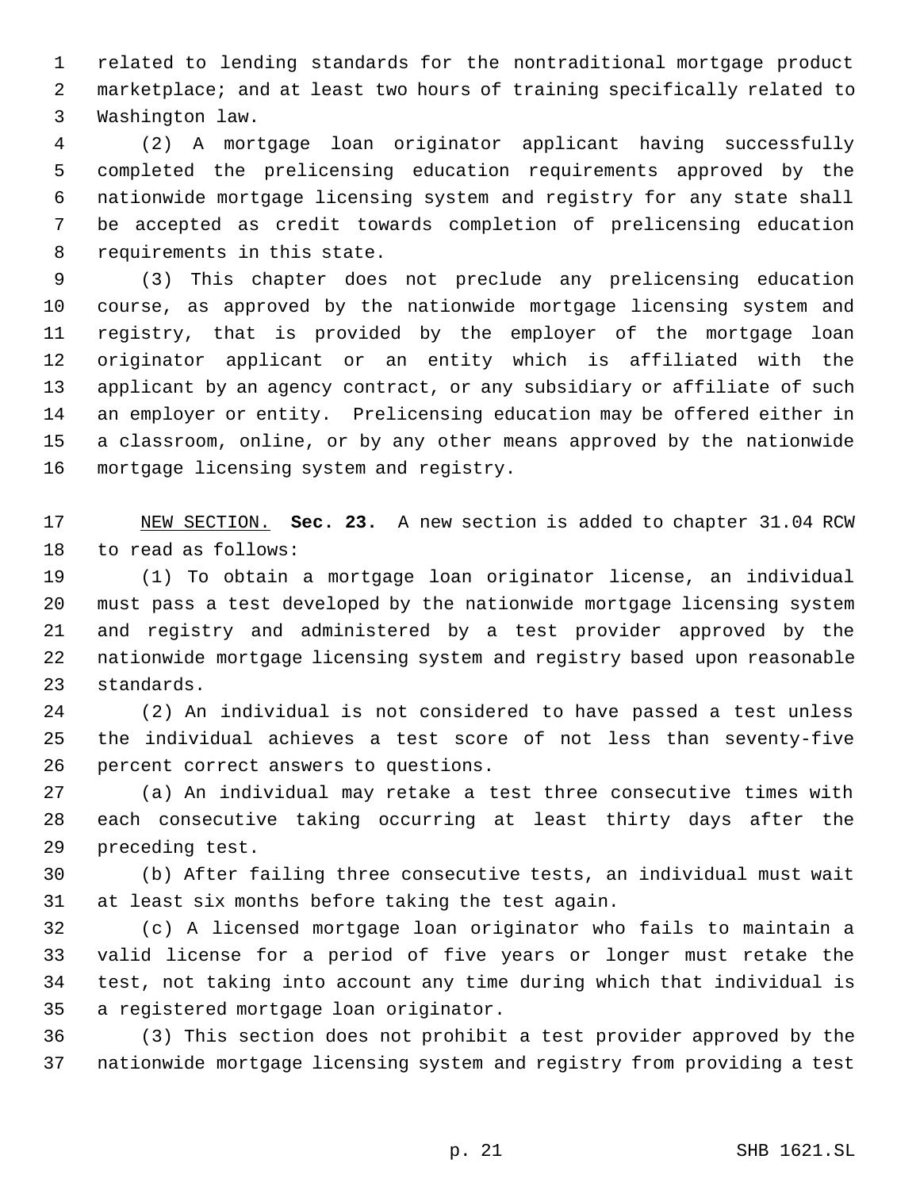related to lending standards for the nontraditional mortgage product marketplace; and at least two hours of training specifically related to Washington law.

(2) A mortgage loan originator applicant having successfully completed the prelicensing education requirements approved by the nationwide mortgage licensing system and registry for any state shall be accepted as credit towards completion of prelicensing education requirements in this state.

(3) This chapter does not preclude any prelicensing education course, as approved by the nationwide mortgage licensing system and registry, that is provided by the employer of the mortgage loan originator applicant or an entity which is affiliated with the applicant by an agency contract, or any subsidiary or affiliate of such an employer or entity. Prelicensing education may be offered either in a classroom, online, or by any other means approved by the nationwide mortgage licensing system and registry.

NEW SECTION. **Sec. 23.** A new section is added to chapter 31.04 RCW to read as follows:

(1) To obtain a mortgage loan originator license, an individual must pass a test developed by the nationwide mortgage licensing system and registry and administered by a test provider approved by the nationwide mortgage licensing system and registry based upon reasonable standards.

(2) An individual is not considered to have passed a test unless the individual achieves a test score of not less than seventy-five percent correct answers to questions.

(a) An individual may retake a test three consecutive times with each consecutive taking occurring at least thirty days after the preceding test.

(b) After failing three consecutive tests, an individual must wait at least six months before taking the test again.

(c) A licensed mortgage loan originator who fails to maintain a valid license for a period of five years or longer must retake the test, not taking into account any time during which that individual is a registered mortgage loan originator.

(3) This section does not prohibit a test provider approved by the nationwide mortgage licensing system and registry from providing a test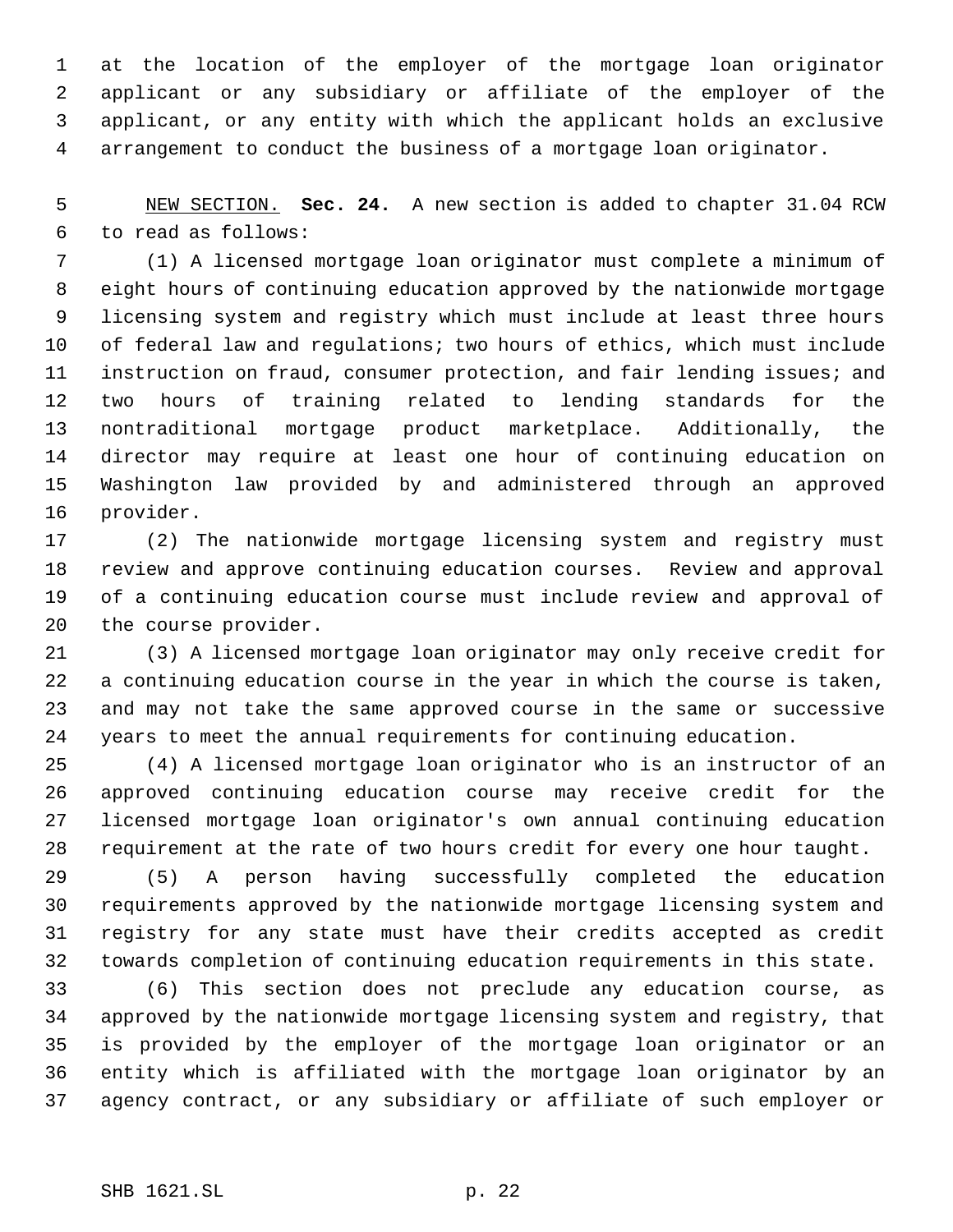at the location of the employer of the mortgage loan originator applicant or any subsidiary or affiliate of the employer of the applicant, or any entity with which the applicant holds an exclusive arrangement to conduct the business of a mortgage loan originator.

NEW SECTION. **Sec. 24.** A new section is added to chapter 31.04 RCW to read as follows:

(1) A licensed mortgage loan originator must complete a minimum of eight hours of continuing education approved by the nationwide mortgage licensing system and registry which must include at least three hours of federal law and regulations; two hours of ethics, which must include instruction on fraud, consumer protection, and fair lending issues; and two hours of training related to lending standards for the nontraditional mortgage product marketplace. Additionally, the director may require at least one hour of continuing education on Washington law provided by and administered through an approved provider.

(2) The nationwide mortgage licensing system and registry must review and approve continuing education courses. Review and approval of a continuing education course must include review and approval of the course provider.

(3) A licensed mortgage loan originator may only receive credit for a continuing education course in the year in which the course is taken, and may not take the same approved course in the same or successive years to meet the annual requirements for continuing education.

(4) A licensed mortgage loan originator who is an instructor of an approved continuing education course may receive credit for the licensed mortgage loan originator's own annual continuing education requirement at the rate of two hours credit for every one hour taught.

(5) A person having successfully completed the education requirements approved by the nationwide mortgage licensing system and registry for any state must have their credits accepted as credit towards completion of continuing education requirements in this state.

(6) This section does not preclude any education course, as approved by the nationwide mortgage licensing system and registry, that is provided by the employer of the mortgage loan originator or an entity which is affiliated with the mortgage loan originator by an agency contract, or any subsidiary or affiliate of such employer or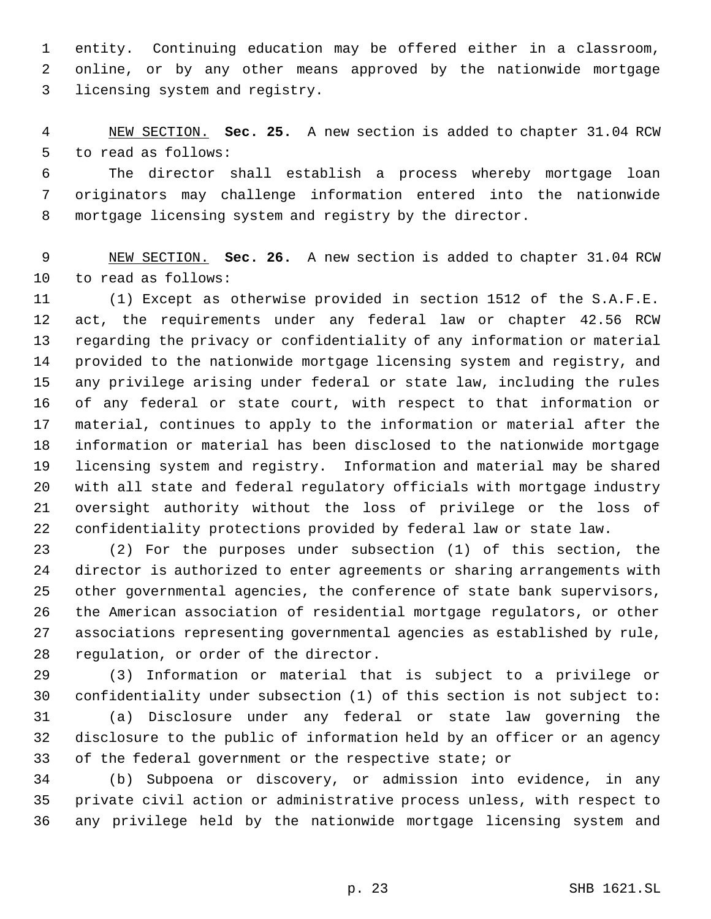entity. Continuing education may be offered either in a classroom, online, or by any other means approved by the nationwide mortgage licensing system and registry.

NEW SECTION. **Sec. 25.** A new section is added to chapter 31.04 RCW to read as follows:

The director shall establish a process whereby mortgage loan originators may challenge information entered into the nationwide mortgage licensing system and registry by the director.

NEW SECTION. **Sec. 26.** A new section is added to chapter 31.04 RCW to read as follows:

(1) Except as otherwise provided in section 1512 of the S.A.F.E. act, the requirements under any federal law or chapter 42.56 RCW regarding the privacy or confidentiality of any information or material provided to the nationwide mortgage licensing system and registry, and any privilege arising under federal or state law, including the rules of any federal or state court, with respect to that information or material, continues to apply to the information or material after the information or material has been disclosed to the nationwide mortgage licensing system and registry. Information and material may be shared with all state and federal regulatory officials with mortgage industry oversight authority without the loss of privilege or the loss of confidentiality protections provided by federal law or state law.

(2) For the purposes under subsection (1) of this section, the director is authorized to enter agreements or sharing arrangements with other governmental agencies, the conference of state bank supervisors, the American association of residential mortgage regulators, or other associations representing governmental agencies as established by rule, regulation, or order of the director.

(3) Information or material that is subject to a privilege or confidentiality under subsection (1) of this section is not subject to:

(a) Disclosure under any federal or state law governing the disclosure to the public of information held by an officer or an agency of the federal government or the respective state; or

(b) Subpoena or discovery, or admission into evidence, in any private civil action or administrative process unless, with respect to any privilege held by the nationwide mortgage licensing system and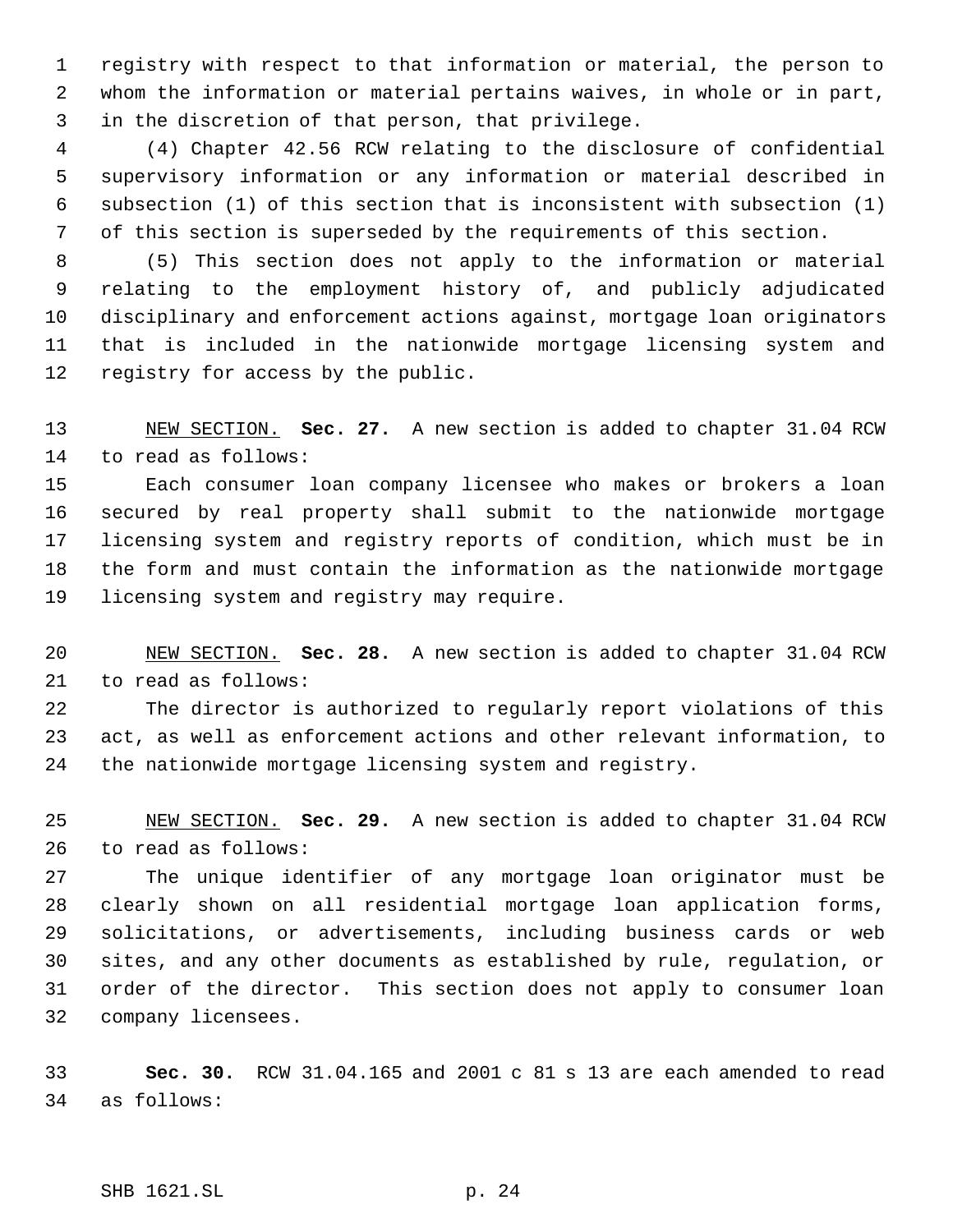registry with respect to that information or material, the person to whom the information or material pertains waives, in whole or in part, in the discretion of that person, that privilege.

(4) Chapter 42.56 RCW relating to the disclosure of confidential supervisory information or any information or material described in subsection (1) of this section that is inconsistent with subsection (1) of this section is superseded by the requirements of this section.

(5) This section does not apply to the information or material relating to the employment history of, and publicly adjudicated disciplinary and enforcement actions against, mortgage loan originators that is included in the nationwide mortgage licensing system and registry for access by the public.

NEW SECTION. **Sec. 27.** A new section is added to chapter 31.04 RCW to read as follows:

Each consumer loan company licensee who makes or brokers a loan secured by real property shall submit to the nationwide mortgage licensing system and registry reports of condition, which must be in the form and must contain the information as the nationwide mortgage licensing system and registry may require.

NEW SECTION. **Sec. 28.** A new section is added to chapter 31.04 RCW to read as follows:

The director is authorized to regularly report violations of this act, as well as enforcement actions and other relevant information, to the nationwide mortgage licensing system and registry.

NEW SECTION. **Sec. 29.** A new section is added to chapter 31.04 RCW to read as follows:

The unique identifier of any mortgage loan originator must be clearly shown on all residential mortgage loan application forms, solicitations, or advertisements, including business cards or web sites, and any other documents as established by rule, regulation, or order of the director. This section does not apply to consumer loan company licensees.

**Sec. 30.** RCW 31.04.165 and 2001 c 81 s 13 are each amended to read as follows: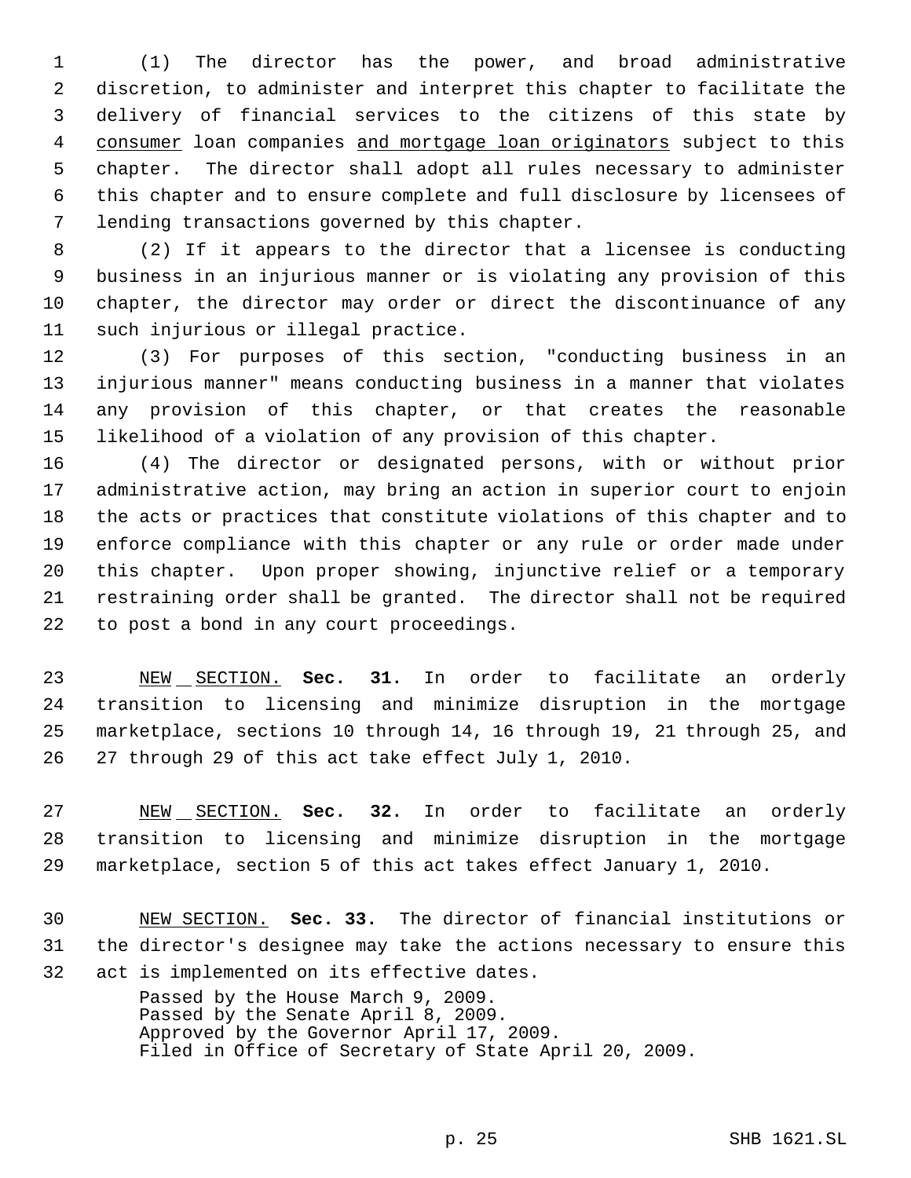(1) The director has the power, and broad administrative discretion, to administer and interpret this chapter to facilitate the delivery of financial services to the citizens of this state by consumer loan companies and mortgage loan originators subject to this chapter. The director shall adopt all rules necessary to administer this chapter and to ensure complete and full disclosure by licensees of lending transactions governed by this chapter.

(2) If it appears to the director that a licensee is conducting business in an injurious manner or is violating any provision of this chapter, the director may order or direct the discontinuance of any such injurious or illegal practice.

(3) For purposes of this section, "conducting business in an injurious manner" means conducting business in a manner that violates any provision of this chapter, or that creates the reasonable likelihood of a violation of any provision of this chapter.

(4) The director or designated persons, with or without prior administrative action, may bring an action in superior court to enjoin the acts or practices that constitute violations of this chapter and to enforce compliance with this chapter or any rule or order made under this chapter. Upon proper showing, injunctive relief or a temporary restraining order shall be granted. The director shall not be required to post a bond in any court proceedings.

NEW SECTION. **Sec. 31.** In order to facilitate an orderly transition to licensing and minimize disruption in the mortgage marketplace, sections 10 through 14, 16 through 19, 21 through 25, and 27 through 29 of this act take effect July 1, 2010.

NEW SECTION. **Sec. 32.** In order to facilitate an orderly transition to licensing and minimize disruption in the mortgage marketplace, section 5 of this act takes effect January 1, 2010.

NEW SECTION. **Sec. 33.** The director of financial institutions or the director's designee may take the actions necessary to ensure this act is implemented on its effective dates.

Passed by the House March 9, 2009.
Passed by the Senate April 8, 2009.
Approved by the Governor April 17, 2009.
Filed in Office of Secretary of State April 20, 2009.